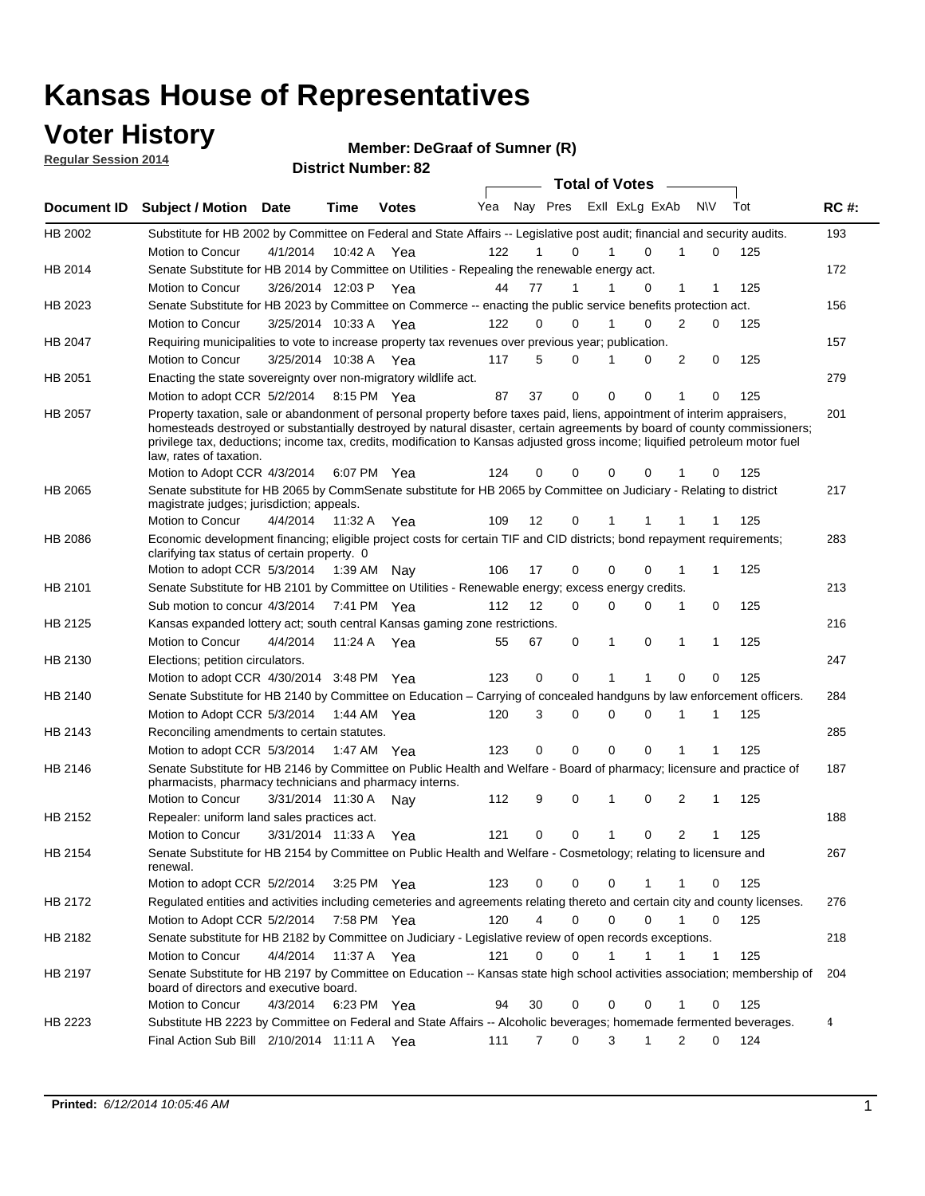# Kansas House of Representatives

## Voter History

**Regular Session 2014**

**Member: DeGraaf of Sumner (R)**

**District Number: 82**

| Document ID | Subject / Motion | Date | Time | Votes | Yea | Nay | Pres | ExII | ExLg | ExAb | N\V | Tot | RC #: |
|---|---|---|---|---|---|---|---|---|---|---|---|---|---|
| HB 2002 | Substitute for HB 2002 by Committee on Federal and State Affairs -- Legislative post audit; financial and security audits. | | | | | | | | | | | | 193 |
| | Motion to Concur | 4/1/2014 | 10:42 A | Yea | 122 | 1 | 0 | 1 | 0 | 1 | 0 | 125 | |
| HB 2014 | Senate Substitute for HB 2014 by Committee on Utilities - Repealing the renewable energy act. | | | | | | | | | | | | 172 |
| | Motion to Concur | 3/26/2014 | 12:03 P | Yea | 44 | 77 | 1 | 1 | 0 | 1 | 1 | 125 | |
| HB 2023 | Senate Substitute for HB 2023 by Committee on Commerce -- enacting the public service benefits protection act. | | | | | | | | | | | | 156 |
| | Motion to Concur | 3/25/2014 | 10:33 A | Yea | 122 | 0 | 0 | 1 | 0 | 2 | 0 | 125 | |
| HB 2047 | Requiring municipalities to vote to increase property tax revenues over previous year; publication. | | | | | | | | | | | | 157 |
| | Motion to Concur | 3/25/2014 | 10:38 A | Yea | 117 | 5 | 0 | 1 | 0 | 2 | 0 | 125 | |
| HB 2051 | Enacting the state sovereignty over non-migratory wildlife act. | | | | | | | | | | | | 279 |
| | Motion to adopt CCR | 5/2/2014 | 8:15 PM | Yea | 87 | 37 | 0 | 0 | 0 | 1 | 0 | 125 | |
| HB 2057 | Property taxation, sale or abandonment of personal property before taxes paid, liens, appointment of interim appraisers, homesteads destroyed or substantially destroyed by natural disaster, certain agreements by board of county commissioners; privilege tax, deductions; income tax, credits, modification to Kansas adjusted gross income; liquified petroleum motor fuel law, rates of taxation. | | | | | | | | | | | | 201 |
| | Motion to Adopt CCR | 4/3/2014 | 6:07 PM | Yea | 124 | 0 | 0 | 0 | 0 | 1 | 0 | 125 | |
| HB 2065 | Senate substitute for HB 2065 by CommSenate substitute for HB 2065 by Committee on Judiciary - Relating to district magistrate judges; jurisdiction; appeals. | | | | | | | | | | | | 217 |
| | Motion to Concur | 4/4/2014 | 11:32 A | Yea | 109 | 12 | 0 | 1 | 1 | 1 | 1 | 125 | |
| HB 2086 | Economic development financing; eligible project costs for certain TIF and CID districts; bond repayment requirements; clarifying tax status of certain property. 0 | | | | | | | | | | | | 283 |
| | Motion to adopt CCR | 5/3/2014 | 1:39 AM | Nay | 106 | 17 | 0 | 0 | 0 | 1 | 1 | 125 | |
| HB 2101 | Senate Substitute for HB 2101 by Committee on Utilities - Renewable energy; excess energy credits. | | | | | | | | | | | | 213 |
| | Sub motion to concur | 4/3/2014 | 7:41 PM | Yea | 112 | 12 | 0 | 0 | 0 | 1 | 0 | 125 | |
| HB 2125 | Kansas expanded lottery act; south central Kansas gaming zone restrictions. | | | | | | | | | | | | 216 |
| | Motion to Concur | 4/4/2014 | 11:24 A | Yea | 55 | 67 | 0 | 1 | 0 | 1 | 1 | 125 | |
| HB 2130 | Elections; petition circulators. | | | | | | | | | | | | 247 |
| | Motion to adopt CCR | 4/30/2014 | 3:48 PM | Yea | 123 | 0 | 0 | 1 | 1 | 0 | 0 | 125 | |
| HB 2140 | Senate Substitute for HB 2140 by Committee on Education – Carrying of concealed handguns by law enforcement officers. | | | | | | | | | | | | 284 |
| | Motion to Adopt CCR | 5/3/2014 | 1:44 AM | Yea | 120 | 3 | 0 | 0 | 0 | 1 | 1 | 125 | |
| HB 2143 | Reconciling amendments to certain statutes. | | | | | | | | | | | | 285 |
| | Motion to adopt CCR | 5/3/2014 | 1:47 AM | Yea | 123 | 0 | 0 | 0 | 0 | 1 | 1 | 125 | |
| HB 2146 | Senate Substitute for HB 2146 by Committee on Public Health and Welfare - Board of pharmacy; licensure and practice of pharmacists, pharmacy technicians and pharmacy interns. | | | | | | | | | | | | 187 |
| | Motion to Concur | 3/31/2014 | 11:30 A | Nay | 112 | 9 | 0 | 1 | 0 | 2 | 1 | 125 | |
| HB 2152 | Repealer: uniform land sales practices act. | | | | | | | | | | | | 188 |
| | Motion to Concur | 3/31/2014 | 11:33 A | Yea | 121 | 0 | 0 | 1 | 0 | 2 | 1 | 125 | |
| HB 2154 | Senate Substitute for HB 2154 by Committee on Public Health and Welfare - Cosmetology; relating to licensure and renewal. | | | | | | | | | | | | 267 |
| | Motion to adopt CCR | 5/2/2014 | 3:25 PM | Yea | 123 | 0 | 0 | 0 | 1 | 1 | 0 | 125 | |
| HB 2172 | Regulated entities and activities including cemeteries and agreements relating thereto and certain city and county licenses. | | | | | | | | | | | | 276 |
| | Motion to Adopt CCR | 5/2/2014 | 7:58 PM | Yea | 120 | 4 | 0 | 0 | 0 | 1 | 0 | 125 | |
| HB 2182 | Senate substitute for HB 2182 by Committee on Judiciary - Legislative review of open records exceptions. | | | | | | | | | | | | 218 |
| | Motion to Concur | 4/4/2014 | 11:37 A | Yea | 121 | 0 | 0 | 1 | 1 | 1 | 1 | 125 | |
| HB 2197 | Senate Substitute for HB 2197 by Committee on Education -- Kansas state high school activities association; membership of board of directors and executive board. | | | | | | | | | | | | 204 |
| | Motion to Concur | 4/3/2014 | 6:23 PM | Yea | 94 | 30 | 0 | 0 | 0 | 1 | 0 | 125 | |
| HB 2223 | Substitute HB 2223 by Committee on Federal and State Affairs -- Alcoholic beverages; homemade fermented beverages. | | | | | | | | | | | | 4 |
| | Final Action Sub Bill | 2/10/2014 | 11:11 A | Yea | 111 | 7 | 0 | 3 | 1 | 2 | 0 | 124 | |

**Printed:** *6/12/2014 10:05:46 AM*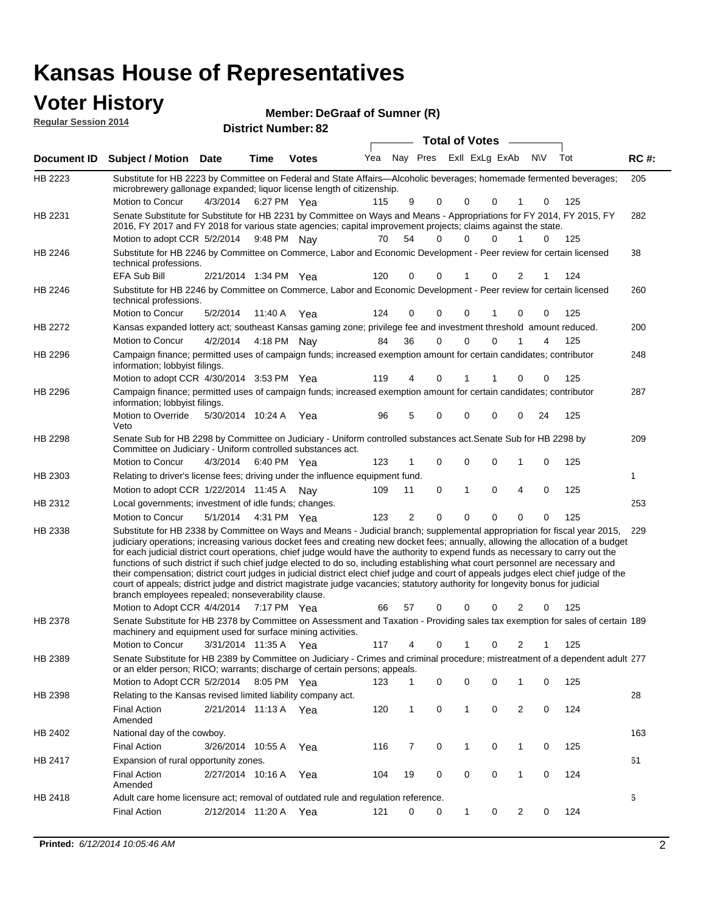# Kansas House of Representatives

## Voter History

**Regular Session 2014**

**Member: DeGraaf of Sumner (R)**

**District Number: 82**

| Document ID | Subject / Motion | Date | Time | Votes | Yea | Nay | Pres | ExII | ExLg | ExAb | N\V | Tot | RC #: |
|---|---|---|---|---|---|---|---|---|---|---|---|---|---|
| HB 2223 | Substitute for HB 2223 by Committee on Federal and State Affairs—Alcoholic beverages; homemade fermented beverages; microbrewery gallonage expanded; liquor license length of citizenship. | | | | | | | | | | | | 205 |
| | Motion to Concur | 4/3/2014 | 6:27 PM | Yea | 115 | 9 | 0 | 0 | 0 | 1 | 0 | 125 | |
| HB 2231 | Senate Substitute for Substitute for HB 2231 by Committee on Ways and Means - Appropriations for FY 2014, FY 2015, FY 2016, FY 2017 and FY 2018 for various state agencies; capital improvement projects; claims against the state. | | | | | | | | | | | | 282 |
| | Motion to adopt CCR | 5/2/2014 | 9:48 PM | Nay | 70 | 54 | 0 | 0 | 0 | 1 | 0 | 125 | |
| HB 2246 | Substitute for HB 2246 by Committee on Commerce, Labor and Economic Development - Peer review for certain licensed technical professions. | | | | | | | | | | | | 38 |
| | EFA Sub Bill | 2/21/2014 | 1:34 PM | Yea | 120 | 0 | 0 | 1 | 0 | 2 | 1 | 124 | |
| HB 2246 | Substitute for HB 2246 by Committee on Commerce, Labor and Economic Development - Peer review for certain licensed technical professions. | | | | | | | | | | | | 260 |
| | Motion to Concur | 5/2/2014 | 11:40 A | Yea | 124 | 0 | 0 | 0 | 1 | 0 | 0 | 125 | |
| HB 2272 | Kansas expanded lottery act; southeast Kansas gaming zone; privilege fee and investment threshold amount reduced. | | | | | | | | | | | | 200 |
| | Motion to Concur | 4/2/2014 | 4:18 PM | Nay | 84 | 36 | 0 | 0 | 0 | 1 | 4 | 125 | |
| HB 2296 | Campaign finance; permitted uses of campaign funds; increased exemption amount for certain candidates; contributor information; lobbyist filings. | | | | | | | | | | | | 248 |
| | Motion to adopt CCR | 4/30/2014 | 3:53 PM | Yea | 119 | 4 | 0 | 1 | 1 | 0 | 0 | 125 | |
| HB 2296 | Campaign finance; permitted uses of campaign funds; increased exemption amount for certain candidates; contributor information; lobbyist filings. | | | | | | | | | | | | 287 |
| | Motion to Override Veto | 5/30/2014 | 10:24 A | Yea | 96 | 5 | 0 | 0 | 0 | 0 | 24 | 125 | |
| HB 2298 | Senate Sub for HB 2298 by Committee on Judiciary - Uniform controlled substances act.Senate Sub for HB 2298 by Committee on Judiciary - Uniform controlled substances act. | | | | | | | | | | | | 209 |
| | Motion to Concur | 4/3/2014 | 6:40 PM | Yea | 123 | 1 | 0 | 0 | 0 | 1 | 0 | 125 | |
| HB 2303 | Relating to driver's license fees; driving under the influence equipment fund. | | | | | | | | | | | | 1 |
| | Motion to adopt CCR | 1/22/2014 | 11:45 A | Nay | 109 | 11 | 0 | 1 | 0 | 4 | 0 | 125 | |
| HB 2312 | Local governments; investment of idle funds; changes. | | | | | | | | | | | | 253 |
| | Motion to Concur | 5/1/2014 | 4:31 PM | Yea | 123 | 2 | 0 | 0 | 0 | 0 | 0 | 125 | |
| HB 2338 | Substitute for HB 2338 by Committee on Ways and Means - Judicial branch; supplemental appropriation for fiscal year 2015, judiciary operations; increasing various docket fees and creating new docket fees; annually, allowing the allocation of a budget for each judicial district court operations, chief judge would have the authority to expend funds as necessary to carry out the functions of such district if such chief judge elected to do so, including establishing what court personnel are necessary and their compensation; district court judges in judicial district elect chief judge and court of appeals judges elect chief judge of the court of appeals; district judge and district magistrate judge vacancies; statutory authority for longevity bonus for judicial branch employees repealed; nonseverability clause. | | | | | | | | | | | | 229 |
| | Motion to Adopt CCR | 4/4/2014 | 7:17 PM | Yea | 66 | 57 | 0 | 0 | 0 | 2 | 0 | 125 | |
| HB 2378 | Senate Substitute for HB 2378 by Committee on Assessment and Taxation - Providing sales tax exemption for sales of certain machinery and equipment used for surface mining activities. | | | | | | | | | | | | 189 |
| | Motion to Concur | 3/31/2014 | 11:35 A | Yea | 117 | 4 | 0 | 1 | 0 | 2 | 1 | 125 | |
| HB 2389 | Senate Substitute for HB 2389 by Committee on Judiciary - Crimes and criminal procedure; mistreatment of a dependent adult or an elder person; RICO; warrants; discharge of certain persons; appeals. | | | | | | | | | | | | 277 |
| | Motion to Adopt CCR | 5/2/2014 | 8:05 PM | Yea | 123 | 1 | 0 | 0 | 0 | 1 | 0 | 125 | |
| HB 2398 | Relating to the Kansas revised limited liability company act. | | | | | | | | | | | | 28 |
| | Final Action Amended | 2/21/2014 | 11:13 A | Yea | 120 | 1 | 0 | 1 | 0 | 2 | 0 | 124 | |
| HB 2402 | National day of the cowboy. | | | | | | | | | | | | 163 |
| | Final Action | 3/26/2014 | 10:55 A | Yea | 116 | 7 | 0 | 1 | 0 | 1 | 0 | 125 | |
| HB 2417 | Expansion of rural opportunity zones. | | | | | | | | | | | | 61 |
| | Final Action Amended | 2/27/2014 | 10:16 A | Yea | 104 | 19 | 0 | 0 | 0 | 1 | 0 | 124 | |
| HB 2418 | Adult care home licensure act; removal of outdated rule and regulation reference. | | | | | | | | | | | | 6 |
| | Final Action | 2/12/2014 | 11:20 A | Yea | 121 | 0 | 0 | 1 | 0 | 2 | 0 | 124 | |

**Printed:** *6/12/2014 10:05:46 AM*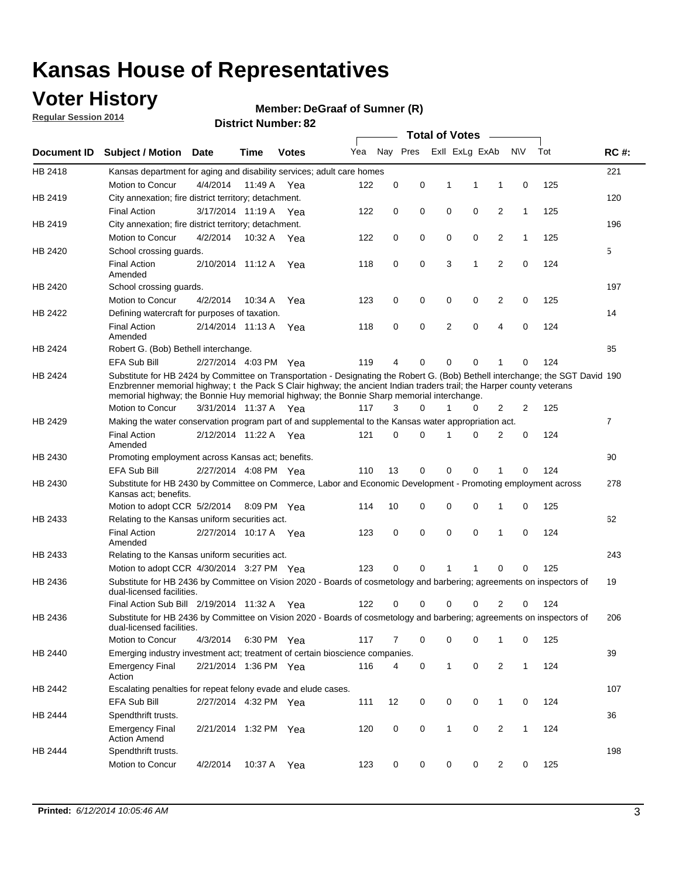# Kansas House of Representatives

## Voter History

**Regular Session 2014**

**Member: DeGraaf of Sumner (R)**

**District Number: 82**

| Document ID | Subject / Motion | Date | Time | Votes | Yea | Nay | Pres | ExII | ExLg | ExAb | N\V | Tot | RC #: |
|---|---|---|---|---|---|---|---|---|---|---|---|---|---|
| HB 2418 | Kansas department for aging and disability services; adult care homes | | | | | | | | | | | | 221 |
| | Motion to Concur | 4/4/2014 | 11:49 A | Yea | 122 | 0 | 0 | 1 | 1 | 1 | 0 | 125 | |
| HB 2419 | City annexation; fire district territory; detachment. | | | | | | | | | | | | 120 |
| | Final Action | 3/17/2014 | 11:19 A | Yea | 122 | 0 | 0 | 0 | 0 | 2 | 1 | 125 | |
| HB 2419 | City annexation; fire district territory; detachment. | | | | | | | | | | | | 196 |
| | Motion to Concur | 4/2/2014 | 10:32 A | Yea | 122 | 0 | 0 | 0 | 0 | 2 | 1 | 125 | |
| HB 2420 | School crossing guards. | | | | | | | | | | | | 5 |
| | Final Action Amended | 2/10/2014 | 11:12 A | Yea | 118 | 0 | 0 | 3 | 1 | 2 | 0 | 124 | |
| HB 2420 | School crossing guards. | | | | | | | | | | | | 197 |
| | Motion to Concur | 4/2/2014 | 10:34 A | Yea | 123 | 0 | 0 | 0 | 0 | 2 | 0 | 125 | |
| HB 2422 | Defining watercraft for purposes of taxation. | | | | | | | | | | | | 14 |
| | Final Action Amended | 2/14/2014 | 11:13 A | Yea | 118 | 0 | 0 | 2 | 0 | 4 | 0 | 124 | |
| HB 2424 | Robert G. (Bob) Bethell interchange. | | | | | | | | | | | | 85 |
| | EFA Sub Bill | 2/27/2014 | 4:03 PM | Yea | 119 | 4 | 0 | 0 | 0 | 1 | 0 | 124 | |
| HB 2424 | Substitute for HB 2424 by Committee on Transportation - Designating the Robert G. (Bob) Bethell interchange; the SGT David Enzbrenner memorial highway; t the Pack S Clair highway; the ancient Indian traders trail; the Harper county veterans memorial highway; the Bonnie Huy memorial highway; the Bonnie Sharp memorial interchange. | | | | | | | | | | | | 190 |
| | Motion to Concur | 3/31/2014 | 11:37 A | Yea | 117 | 3 | 0 | 1 | 0 | 2 | 2 | 125 | |
| HB 2429 | Making the water conservation program part of and supplemental to the Kansas water appropriation act. | | | | | | | | | | | | 7 |
| | Final Action Amended | 2/12/2014 | 11:22 A | Yea | 121 | 0 | 0 | 1 | 0 | 2 | 0 | 124 | |
| HB 2430 | Promoting employment across Kansas act; benefits. | | | | | | | | | | | | 90 |
| | EFA Sub Bill | 2/27/2014 | 4:08 PM | Yea | 110 | 13 | 0 | 0 | 0 | 1 | 0 | 124 | |
| HB 2430 | Substitute for HB 2430 by Committee on Commerce, Labor and Economic Development - Promoting employment across Kansas act; benefits. | | | | | | | | | | | | 278 |
| | Motion to adopt CCR | 5/2/2014 | 8:09 PM | Yea | 114 | 10 | 0 | 0 | 0 | 1 | 0 | 125 | |
| HB 2433 | Relating to the Kansas uniform securities act. | | | | | | | | | | | | 62 |
| | Final Action Amended | 2/27/2014 | 10:17 A | Yea | 123 | 0 | 0 | 0 | 0 | 1 | 0 | 124 | |
| HB 2433 | Relating to the Kansas uniform securities act. | | | | | | | | | | | | 243 |
| | Motion to adopt CCR | 4/30/2014 | 3:27 PM | Yea | 123 | 0 | 0 | 1 | 1 | 0 | 0 | 125 | |
| HB 2436 | Substitute for HB 2436 by Committee on Vision 2020 - Boards of cosmetology and barbering; agreements on inspectors of dual-licensed facilities. | | | | | | | | | | | | 19 |
| | Final Action Sub Bill | 2/19/2014 | 11:32 A | Yea | 122 | 0 | 0 | 0 | 0 | 2 | 0 | 124 | |
| HB 2436 | Substitute for HB 2436 by Committee on Vision 2020 - Boards of cosmetology and barbering; agreements on inspectors of dual-licensed facilities. | | | | | | | | | | | | 206 |
| | Motion to Concur | 4/3/2014 | 6:30 PM | Yea | 117 | 7 | 0 | 0 | 0 | 1 | 0 | 125 | |
| HB 2440 | Emerging industry investment act; treatment of certain bioscience companies. | | | | | | | | | | | | 39 |
| | Emergency Final Action | 2/21/2014 | 1:36 PM | Yea | 116 | 4 | 0 | 1 | 0 | 2 | 1 | 124 | |
| HB 2442 | Escalating penalties for repeat felony evade and elude cases. | | | | | | | | | | | | 107 |
| | EFA Sub Bill | 2/27/2014 | 4:32 PM | Yea | 111 | 12 | 0 | 0 | 0 | 1 | 0 | 124 | |
| HB 2444 | Spendthrift trusts. | | | | | | | | | | | | 36 |
| | Emergency Final Action Amend | 2/21/2014 | 1:32 PM | Yea | 120 | 0 | 0 | 1 | 0 | 2 | 1 | 124 | |
| HB 2444 | Spendthrift trusts. | | | | | | | | | | | | 198 |
| | Motion to Concur | 4/2/2014 | 10:37 A | Yea | 123 | 0 | 0 | 0 | 0 | 2 | 0 | 125 | |

**Printed:** *6/12/2014 10:05:46 AM*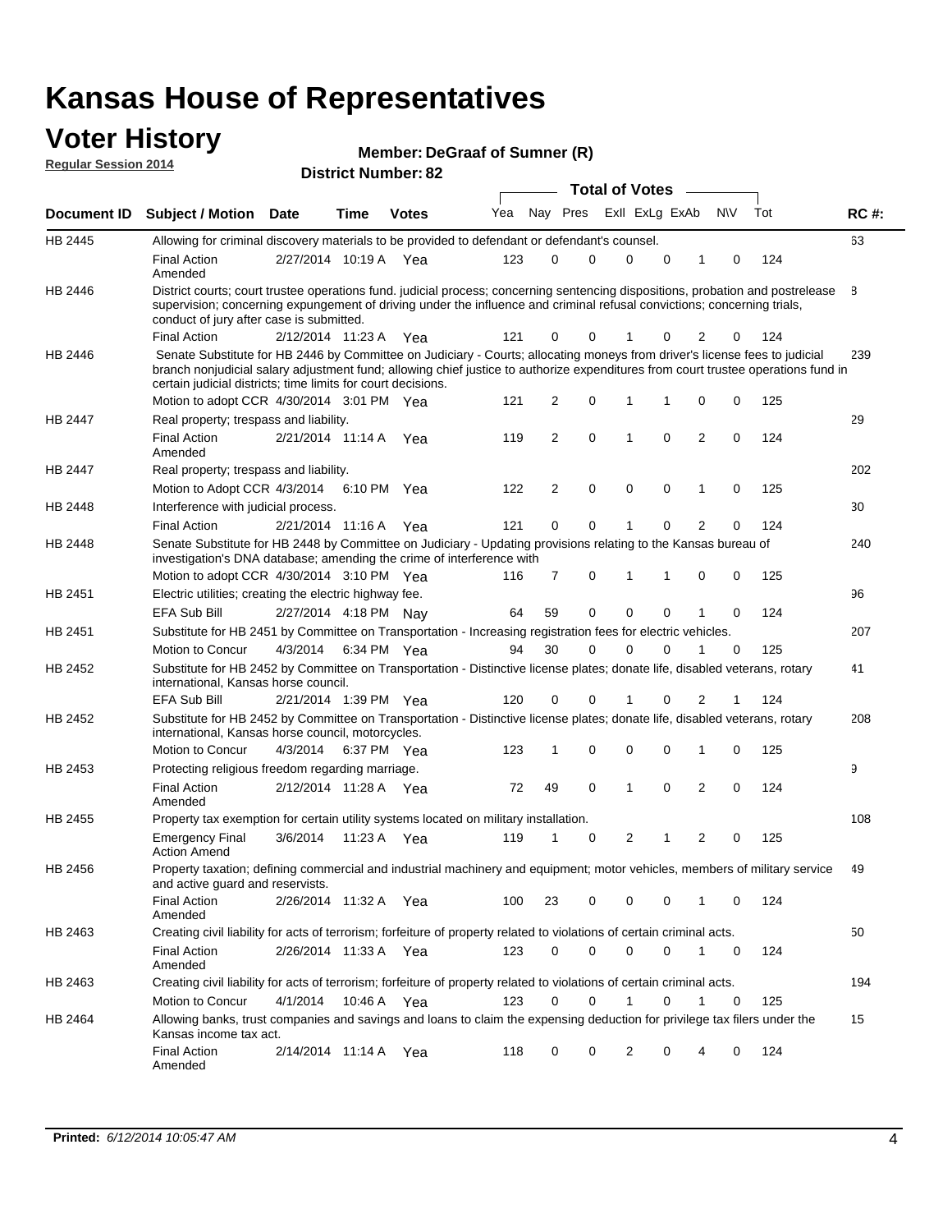# Kansas House of Representatives

## Voter History

**Regular Session 2014**

**Member: DeGraaf of Sumner (R)**

**District Number: 82**

| Document ID | Subject / Motion | Date | Time | Votes | Yea | Nay | Pres | ExII | ExLg | ExAb | N\V | Tot | RC #: |
|---|---|---|---|---|---|---|---|---|---|---|---|---|---|
| HB 2445 | Allowing for criminal discovery materials to be provided to defendant or defendant's counsel. | | | | | | | | | | | | 63 |
| | Final Action Amended | 2/27/2014 | 10:19 A | Yea | 123 | 0 | 0 | 0 | 0 | 1 | 0 | 124 | |
| HB 2446 | District courts; court trustee operations fund. judicial process; concerning sentencing dispositions, probation and postrelease supervision; concerning expungement of driving under the influence and criminal refusal convictions; concerning trials, conduct of jury after case is submitted. | | | | | | | | | | | | 8 |
| | Final Action | 2/12/2014 | 11:23 A | Yea | 121 | 0 | 0 | 1 | 0 | 2 | 0 | 124 | |
| HB 2446 | Senate Substitute for HB 2446 by Committee on Judiciary - Courts; allocating moneys from driver's license fees to judicial branch nonjudicial salary adjustment fund; allowing chief justice to authorize expenditures from court trustee operations fund in certain judicial districts; time limits for court decisions. | | | | | | | | | | | | 239 |
| | Motion to adopt CCR | 4/30/2014 | 3:01 PM | Yea | 121 | 2 | 0 | 1 | 1 | 0 | 0 | 125 | |
| HB 2447 | Real property; trespass and liability. | | | | | | | | | | | | 29 |
| | Final Action Amended | 2/21/2014 | 11:14 A | Yea | 119 | 2 | 0 | 1 | 0 | 2 | 0 | 124 | |
| HB 2447 | Real property; trespass and liability. | | | | | | | | | | | | 202 |
| | Motion to Adopt CCR | 4/3/2014 | 6:10 PM | Yea | 122 | 2 | 0 | 0 | 0 | 1 | 0 | 125 | |
| HB 2448 | Interference with judicial process. | | | | | | | | | | | | 30 |
| | Final Action | 2/21/2014 | 11:16 A | Yea | 121 | 0 | 0 | 1 | 0 | 2 | 0 | 124 | |
| HB 2448 | Senate Substitute for HB 2448 by Committee on Judiciary - Updating provisions relating to the Kansas bureau of investigation's DNA database; amending the crime of interference with | | | | | | | | | | | | 240 |
| | Motion to adopt CCR | 4/30/2014 | 3:10 PM | Yea | 116 | 7 | 0 | 1 | 1 | 0 | 0 | 125 | |
| HB 2451 | Electric utilities; creating the electric highway fee. | | | | | | | | | | | | 96 |
| | EFA Sub Bill | 2/27/2014 | 4:18 PM | Nay | 64 | 59 | 0 | 0 | 0 | 1 | 0 | 124 | |
| HB 2451 | Substitute for HB 2451 by Committee on Transportation - Increasing registration fees for electric vehicles. | | | | | | | | | | | | 207 |
| | Motion to Concur | 4/3/2014 | 6:34 PM | Yea | 94 | 30 | 0 | 0 | 0 | 1 | 0 | 125 | |
| HB 2452 | Substitute for HB 2452 by Committee on Transportation - Distinctive license plates; donate life, disabled veterans, rotary international, Kansas horse council. | | | | | | | | | | | | 41 |
| | EFA Sub Bill | 2/21/2014 | 1:39 PM | Yea | 120 | 0 | 0 | 1 | 0 | 2 | 1 | 124 | |
| HB 2452 | Substitute for HB 2452 by Committee on Transportation - Distinctive license plates; donate life, disabled veterans, rotary international, Kansas horse council, motorcycles. | | | | | | | | | | | | 208 |
| | Motion to Concur | 4/3/2014 | 6:37 PM | Yea | 123 | 1 | 0 | 0 | 0 | 1 | 0 | 125 | |
| HB 2453 | Protecting religious freedom regarding marriage. | | | | | | | | | | | | 9 |
| | Final Action Amended | 2/12/2014 | 11:28 A | Yea | 72 | 49 | 0 | 1 | 0 | 2 | 0 | 124 | |
| HB 2455 | Property tax exemption for certain utility systems located on military installation. | | | | | | | | | | | | 108 |
| | Emergency Final Action Amend | 3/6/2014 | 11:23 A | Yea | 119 | 1 | 0 | 2 | 1 | 2 | 0 | 125 | |
| HB 2456 | Property taxation; defining commercial and industrial machinery and equipment; motor vehicles, members of military service and active guard and reservists. | | | | | | | | | | | | 49 |
| | Final Action Amended | 2/26/2014 | 11:32 A | Yea | 100 | 23 | 0 | 0 | 0 | 1 | 0 | 124 | |
| HB 2463 | Creating civil liability for acts of terrorism; forfeiture of property related to violations of certain criminal acts. | | | | | | | | | | | | 50 |
| | Final Action Amended | 2/26/2014 | 11:33 A | Yea | 123 | 0 | 0 | 0 | 0 | 1 | 0 | 124 | |
| HB 2463 | Creating civil liability for acts of terrorism; forfeiture of property related to violations of certain criminal acts. | | | | | | | | | | | | 194 |
| | Motion to Concur | 4/1/2014 | 10:46 A | Yea | 123 | 0 | 0 | 1 | 0 | 1 | 0 | 125 | |
| HB 2464 | Allowing banks, trust companies and savings and loans to claim the expensing deduction for privilege tax filers under the Kansas income tax act. | | | | | | | | | | | | 15 |
| | Final Action Amended | 2/14/2014 | 11:14 A | Yea | 118 | 0 | 0 | 2 | 0 | 4 | 0 | 124 | |

**Printed:** *6/12/2014 10:05:47 AM*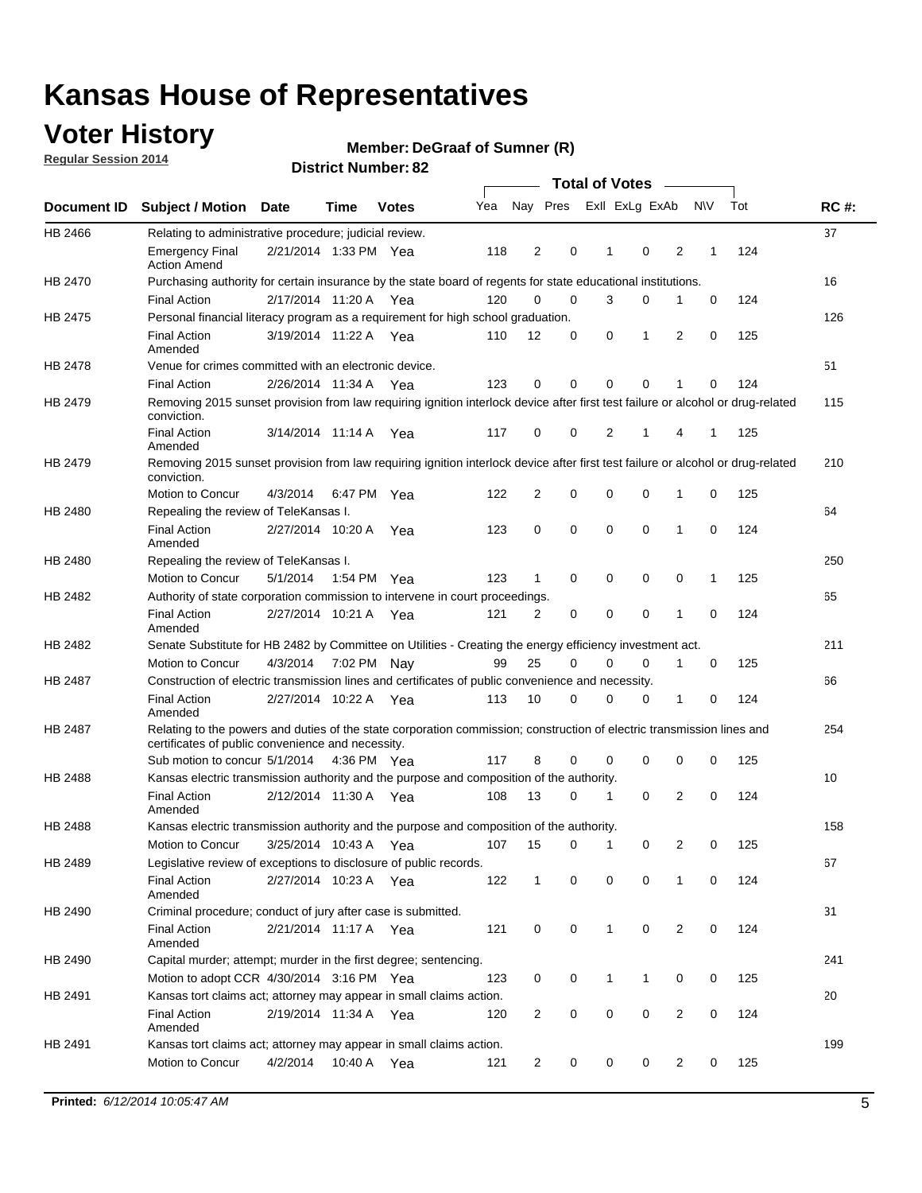# Kansas House of Representatives

## Voter History

**Regular Session 2014**

**Member: DeGraaf of Sumner (R)**

**District Number: 82**

| Document ID | Subject / Motion | Date | Time | Votes | Yea | Nay | Pres | ExII | ExLg | ExAb | N\V | Tot | RC #: |
|---|---|---|---|---|---|---|---|---|---|---|---|---|---|
| HB 2466 | Relating to administrative procedure; judicial review. | | | | | | | | | | | | 37 |
| | Emergency Final Action Amend | 2/21/2014 | 1:33 PM | Yea | 118 | 2 | 0 | 1 | 0 | 2 | 1 | 124 | |
| HB 2470 | Purchasing authority for certain insurance by the state board of regents for state educational institutions. | | | | | | | | | | | | 16 |
| | Final Action | 2/17/2014 | 11:20 A | Yea | 120 | 0 | 0 | 3 | 0 | 1 | 0 | 124 | |
| HB 2475 | Personal financial literacy program as a requirement for high school graduation. | | | | | | | | | | | | 126 |
| | Final Action Amended | 3/19/2014 | 11:22 A | Yea | 110 | 12 | 0 | 0 | 1 | 2 | 0 | 125 | |
| HB 2478 | Venue for crimes committed with an electronic device. | | | | | | | | | | | | 51 |
| | Final Action | 2/26/2014 | 11:34 A | Yea | 123 | 0 | 0 | 0 | 0 | 1 | 0 | 124 | |
| HB 2479 | Removing 2015 sunset provision from law requiring ignition interlock device after first test failure or alcohol or drug-related conviction. | | | | | | | | | | | | 115 |
| | Final Action Amended | 3/14/2014 | 11:14 A | Yea | 117 | 0 | 0 | 2 | 1 | 4 | 1 | 125 | |
| HB 2479 | Removing 2015 sunset provision from law requiring ignition interlock device after first test failure or alcohol or drug-related conviction. | | | | | | | | | | | | 210 |
| | Motion to Concur | 4/3/2014 | 6:47 PM | Yea | 122 | 2 | 0 | 0 | 0 | 1 | 0 | 125 | |
| HB 2480 | Repealing the review of TeleKansas I. | | | | | | | | | | | | 64 |
| | Final Action Amended | 2/27/2014 | 10:20 A | Yea | 123 | 0 | 0 | 0 | 0 | 1 | 0 | 124 | |
| HB 2480 | Repealing the review of TeleKansas I. | | | | | | | | | | | | 250 |
| | Motion to Concur | 5/1/2014 | 1:54 PM | Yea | 123 | 1 | 0 | 0 | 0 | 0 | 1 | 125 | |
| HB 2482 | Authority of state corporation commission to intervene in court proceedings. | | | | | | | | | | | | 65 |
| | Final Action Amended | 2/27/2014 | 10:21 A | Yea | 121 | 2 | 0 | 0 | 0 | 1 | 0 | 124 | |
| HB 2482 | Senate Substitute for HB 2482 by Committee on Utilities - Creating the energy efficiency investment act. | | | | | | | | | | | | 211 |
| | Motion to Concur | 4/3/2014 | 7:02 PM | Nay | 99 | 25 | 0 | 0 | 0 | 1 | 0 | 125 | |
| HB 2487 | Construction of electric transmission lines and certificates of public convenience and necessity. | | | | | | | | | | | | 66 |
| | Final Action Amended | 2/27/2014 | 10:22 A | Yea | 113 | 10 | 0 | 0 | 0 | 1 | 0 | 124 | |
| HB 2487 | Relating to the powers and duties of the state corporation commission; construction of electric transmission lines and certificates of public convenience and necessity. | | | | | | | | | | | | 254 |
| | Sub motion to concur | 5/1/2014 | 4:36 PM | Yea | 117 | 8 | 0 | 0 | 0 | 0 | 0 | 125 | |
| HB 2488 | Kansas electric transmission authority and the purpose and composition of the authority. | | | | | | | | | | | | 10 |
| | Final Action Amended | 2/12/2014 | 11:30 A | Yea | 108 | 13 | 0 | 1 | 0 | 2 | 0 | 124 | |
| HB 2488 | Kansas electric transmission authority and the purpose and composition of the authority. | | | | | | | | | | | | 158 |
| | Motion to Concur | 3/25/2014 | 10:43 A | Yea | 107 | 15 | 0 | 1 | 0 | 2 | 0 | 125 | |
| HB 2489 | Legislative review of exceptions to disclosure of public records. | | | | | | | | | | | | 67 |
| | Final Action Amended | 2/27/2014 | 10:23 A | Yea | 122 | 1 | 0 | 0 | 0 | 1 | 0 | 124 | |
| HB 2490 | Criminal procedure; conduct of jury after case is submitted. | | | | | | | | | | | | 31 |
| | Final Action Amended | 2/21/2014 | 11:17 A | Yea | 121 | 0 | 0 | 1 | 0 | 2 | 0 | 124 | |
| HB 2490 | Capital murder; attempt; murder in the first degree; sentencing. | | | | | | | | | | | | 241 |
| | Motion to adopt CCR | 4/30/2014 | 3:16 PM | Yea | 123 | 0 | 0 | 1 | 1 | 0 | 0 | 125 | |
| HB 2491 | Kansas tort claims act; attorney may appear in small claims action. | | | | | | | | | | | | 20 |
| | Final Action Amended | 2/19/2014 | 11:34 A | Yea | 120 | 2 | 0 | 0 | 0 | 2 | 0 | 124 | |
| HB 2491 | Kansas tort claims act; attorney may appear in small claims action. | | | | | | | | | | | | 199 |
| | Motion to Concur | 4/2/2014 | 10:40 A | Yea | 121 | 2 | 0 | 0 | 0 | 2 | 0 | 125 | |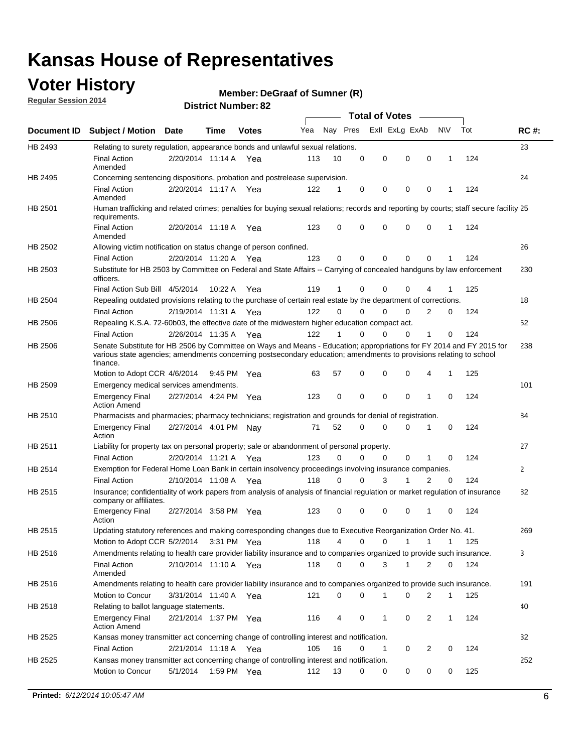# Kansas House of Representatives

## Voter History

**Regular Session 2014**

**Member: DeGraaf of Sumner (R)**

**District Number: 82**

| Document ID | Subject / Motion | Date | Time | Votes | Yea | Nay | Pres | ExII | ExLg | ExAb | N\V | Tot | RC #: |
|---|---|---|---|---|---|---|---|---|---|---|---|---|---|
| HB 2493 | Relating to surety regulation, appearance bonds and unlawful sexual relations. | | | | | | | | | | | | 23 |
| | Final Action Amended | 2/20/2014 | 11:14 A | Yea | 113 | 10 | 0 | 0 | 0 | 0 | 1 | 124 | |
| HB 2495 | Concerning sentencing dispositions, probation and postrelease supervision. | | | | | | | | | | | | 24 |
| | Final Action Amended | 2/20/2014 | 11:17 A | Yea | 122 | 1 | 0 | 0 | 0 | 0 | 1 | 124 | |
| HB 2501 | Human trafficking and related crimes; penalties for buying sexual relations; records and reporting by courts; staff secure facility requirements. | | | | | | | | | | | | 25 |
| | Final Action Amended | 2/20/2014 | 11:18 A | Yea | 123 | 0 | 0 | 0 | 0 | 0 | 1 | 124 | |
| HB 2502 | Allowing victim notification on status change of person confined. | | | | | | | | | | | | 26 |
| | Final Action | 2/20/2014 | 11:20 A | Yea | 123 | 0 | 0 | 0 | 0 | 0 | 1 | 124 | |
| HB 2503 | Substitute for HB 2503 by Committee on Federal and State Affairs -- Carrying of concealed handguns by law enforcement officers. | | | | | | | | | | | | 230 |
| | Final Action Sub Bill | 4/5/2014 | 10:22 A | Yea | 119 | 1 | 0 | 0 | 0 | 4 | 1 | 125 | |
| HB 2504 | Repealing outdated provisions relating to the purchase of certain real estate by the department of corrections. | | | | | | | | | | | | 18 |
| | Final Action | 2/19/2014 | 11:31 A | Yea | 122 | 0 | 0 | 0 | 0 | 2 | 0 | 124 | |
| HB 2506 | Repealing K.S.A. 72-60b03, the effective date of the midwestern higher education compact act. | | | | | | | | | | | | 52 |
| | Final Action | 2/26/2014 | 11:35 A | Yea | 122 | 1 | 0 | 0 | 0 | 1 | 0 | 124 | |
| HB 2506 | Senate Substitute for HB 2506 by Committee on Ways and Means - Education; appropriations for FY 2014 and FY 2015 for various state agencies; amendments concerning postsecondary education; amendments to provisions relating to school finance. | | | | | | | | | | | | 238 |
| | Motion to Adopt CCR | 4/6/2014 | 9:45 PM | Yea | 63 | 57 | 0 | 0 | 0 | 4 | 1 | 125 | |
| HB 2509 | Emergency medical services amendments. | | | | | | | | | | | | 101 |
| | Emergency Final Action Amend | 2/27/2014 | 4:24 PM | Yea | 123 | 0 | 0 | 0 | 0 | 1 | 0 | 124 | |
| HB 2510 | Pharmacists and pharmacies; pharmacy technicians; registration and grounds for denial of registration. | | | | | | | | | | | | 84 |
| | Emergency Final Action | 2/27/2014 | 4:01 PM | Nay | 71 | 52 | 0 | 0 | 0 | 1 | 0 | 124 | |
| HB 2511 | Liability for property tax on personal property; sale or abandonment of personal property. | | | | | | | | | | | | 27 |
| | Final Action | 2/20/2014 | 11:21 A | Yea | 123 | 0 | 0 | 0 | 0 | 1 | 0 | 124 | |
| HB 2514 | Exemption for Federal Home Loan Bank in certain insolvency proceedings involving insurance companies. | | | | | | | | | | | | 2 |
| | Final Action | 2/10/2014 | 11:08 A | Yea | 118 | 0 | 0 | 3 | 1 | 2 | 0 | 124 | |
| HB 2515 | Insurance; confidentiality of work papers from analysis of analysis of financial regulation or market regulation of insurance company or affiliates. | | | | | | | | | | | | 82 |
| | Emergency Final Action | 2/27/2014 | 3:58 PM | Yea | 123 | 0 | 0 | 0 | 0 | 1 | 0 | 124 | |
| HB 2515 | Updating statutory references and making corresponding changes due to Executive Reorganization Order No. 41. | | | | | | | | | | | | 269 |
| | Motion to Adopt CCR | 5/2/2014 | 3:31 PM | Yea | 118 | 4 | 0 | 0 | 1 | 1 | 1 | 125 | |
| HB 2516 | Amendments relating to health care provider liability insurance and to companies organized to provide such insurance. | | | | | | | | | | | | 3 |
| | Final Action Amended | 2/10/2014 | 11:10 A | Yea | 118 | 0 | 0 | 3 | 1 | 2 | 0 | 124 | |
| HB 2516 | Amendments relating to health care provider liability insurance and to companies organized to provide such insurance. | | | | | | | | | | | | 191 |
| | Motion to Concur | 3/31/2014 | 11:40 A | Yea | 121 | 0 | 0 | 1 | 0 | 2 | 1 | 125 | |
| HB 2518 | Relating to ballot language statements. | | | | | | | | | | | | 40 |
| | Emergency Final Action Amend | 2/21/2014 | 1:37 PM | Yea | 116 | 4 | 0 | 1 | 0 | 2 | 1 | 124 | |
| HB 2525 | Kansas money transmitter act concerning change of controlling interest and notification. | | | | | | | | | | | | 32 |
| | Final Action | 2/21/2014 | 11:18 A | Yea | 105 | 16 | 0 | 1 | 0 | 2 | 0 | 124 | |
| HB 2525 | Kansas money transmitter act concerning change of controlling interest and notification. | | | | | | | | | | | | 252 |
| | Motion to Concur | 5/1/2014 | 1:59 PM | Yea | 112 | 13 | 0 | 0 | 0 | 0 | 0 | 125 | |

**Printed:** *6/12/2014 10:05:47 AM*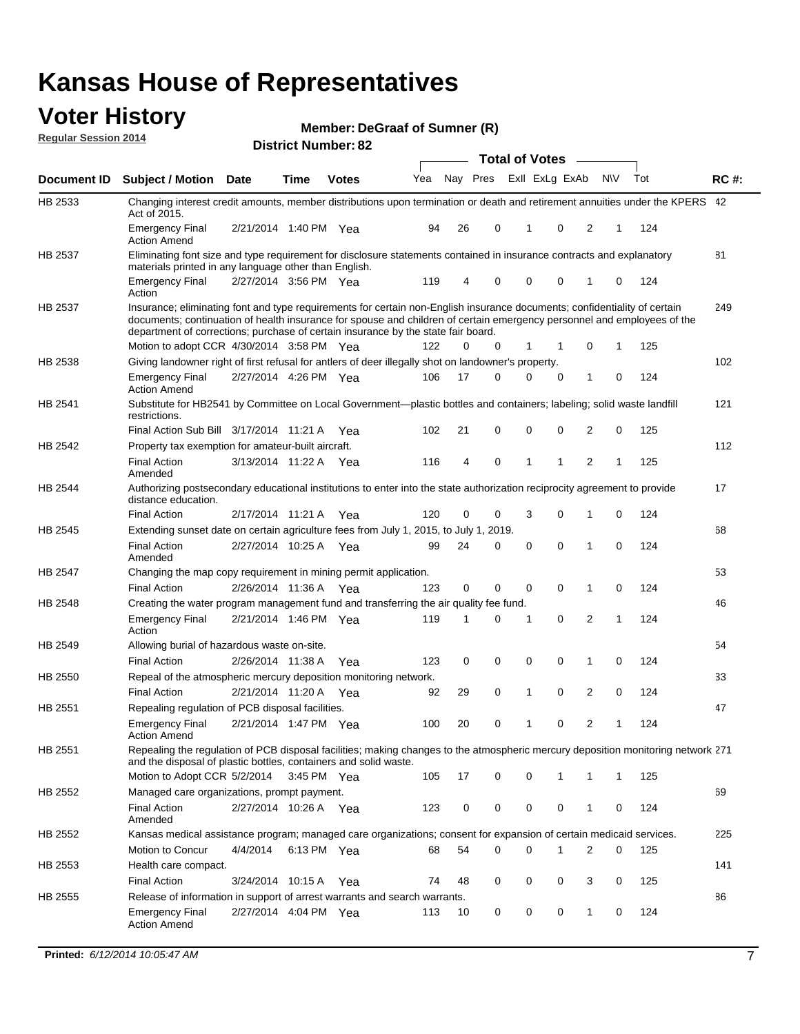# Kansas House of Representatives

## Voter History

**Regular Session 2014**

**Member: DeGraaf of Sumner (R)**

**District Number: 82**

| Document ID | Subject / Motion | Date | Time | Votes | Yea | Nay | Pres | ExII | ExLg | ExAb | N\V | Tot | RC #: |
|---|---|---|---|---|---|---|---|---|---|---|---|---|---|
| HB 2533 | Changing interest credit amounts, member distributions upon termination or death and retirement annuities under the KPERS Act of 2015. | | | | | | | | | | | | 42 |
| | Emergency Final Action Amend | 2/21/2014 | 1:40 PM | Yea | 94 | 26 | 0 | 1 | 0 | 2 | 1 | 124 | |
| HB 2537 | Eliminating font size and type requirement for disclosure statements contained in insurance contracts and explanatory materials printed in any language other than English. | | | | | | | | | | | | 81 |
| | Emergency Final Action | 2/27/2014 | 3:56 PM | Yea | 119 | 4 | 0 | 0 | 0 | 1 | 0 | 124 | |
| HB 2537 | Insurance; eliminating font and type requirements for certain non-English insurance documents; confidentiality of certain documents; continuation of health insurance for spouse and children of certain emergency personnel and employees of the department of corrections; purchase of certain insurance by the state fair board. | | | | | | | | | | | | 249 |
| | Motion to adopt CCR | 4/30/2014 | 3:58 PM | Yea | 122 | 0 | 0 | 1 | 1 | 0 | 1 | 125 | |
| HB 2538 | Giving landowner right of first refusal for antlers of deer illegally shot on landowner's property. | | | | | | | | | | | | 102 |
| | Emergency Final Action Amend | 2/27/2014 | 4:26 PM | Yea | 106 | 17 | 0 | 0 | 0 | 1 | 0 | 124 | |
| HB 2541 | Substitute for HB2541 by Committee on Local Government—plastic bottles and containers; labeling; solid waste landfill restrictions. | | | | | | | | | | | | 121 |
| | Final Action Sub Bill | 3/17/2014 | 11:21 A | Yea | 102 | 21 | 0 | 0 | 0 | 2 | 0 | 125 | |
| HB 2542 | Property tax exemption for amateur-built aircraft. | | | | | | | | | | | | 112 |
| | Final Action Amended | 3/13/2014 | 11:22 A | Yea | 116 | 4 | 0 | 1 | 1 | 2 | 1 | 125 | |
| HB 2544 | Authorizing postsecondary educational institutions to enter into the state authorization reciprocity agreement to provide distance education. | | | | | | | | | | | | 17 |
| | Final Action | 2/17/2014 | 11:21 A | Yea | 120 | 0 | 0 | 3 | 0 | 1 | 0 | 124 | |
| HB 2545 | Extending sunset date on certain agriculture fees from July 1, 2015, to July 1, 2019. | | | | | | | | | | | | 68 |
| | Final Action Amended | 2/27/2014 | 10:25 A | Yea | 99 | 24 | 0 | 0 | 0 | 1 | 0 | 124 | |
| HB 2547 | Changing the map copy requirement in mining permit application. | | | | | | | | | | | | 53 |
| | Final Action | 2/26/2014 | 11:36 A | Yea | 123 | 0 | 0 | 0 | 0 | 1 | 0 | 124 | |
| HB 2548 | Creating the water program management fund and transferring the air quality fee fund. | | | | | | | | | | | | 46 |
| | Emergency Final Action | 2/21/2014 | 1:46 PM | Yea | 119 | 1 | 0 | 1 | 0 | 2 | 1 | 124 | |
| HB 2549 | Allowing burial of hazardous waste on-site. | | | | | | | | | | | | 54 |
| | Final Action | 2/26/2014 | 11:38 A | Yea | 123 | 0 | 0 | 0 | 0 | 1 | 0 | 124 | |
| HB 2550 | Repeal of the atmospheric mercury deposition monitoring network. | | | | | | | | | | | | 33 |
| | Final Action | 2/21/2014 | 11:20 A | Yea | 92 | 29 | 0 | 1 | 0 | 2 | 0 | 124 | |
| HB 2551 | Repealing regulation of PCB disposal facilities. | | | | | | | | | | | | 47 |
| | Emergency Final Action Amend | 2/21/2014 | 1:47 PM | Yea | 100 | 20 | 0 | 1 | 0 | 2 | 1 | 124 | |
| HB 2551 | Repealing the regulation of PCB disposal facilities; making changes to the atmospheric mercury deposition monitoring network and the disposal of plastic bottles, containers and solid waste. | | | | | | | | | | | | 271 |
| | Motion to Adopt CCR | 5/2/2014 | 3:45 PM | Yea | 105 | 17 | 0 | 0 | 1 | 1 | 1 | 125 | |
| HB 2552 | Managed care organizations, prompt payment. | | | | | | | | | | | | 69 |
| | Final Action Amended | 2/27/2014 | 10:26 A | Yea | 123 | 0 | 0 | 0 | 0 | 1 | 0 | 124 | |
| HB 2552 | Kansas medical assistance program; managed care organizations; consent for expansion of certain medicaid services. | | | | | | | | | | | | 225 |
| | Motion to Concur | 4/4/2014 | 6:13 PM | Yea | 68 | 54 | 0 | 0 | 1 | 2 | 0 | 125 | |
| HB 2553 | Health care compact. | | | | | | | | | | | | 141 |
| | Final Action | 3/24/2014 | 10:15 A | Yea | 74 | 48 | 0 | 0 | 0 | 3 | 0 | 125 | |
| HB 2555 | Release of information in support of arrest warrants and search warrants. | | | | | | | | | | | | 86 |
| | Emergency Final Action Amend | 2/27/2014 | 4:04 PM | Yea | 113 | 10 | 0 | 0 | 0 | 1 | 0 | 124 | |

**Printed:** *6/12/2014 10:05:47 AM*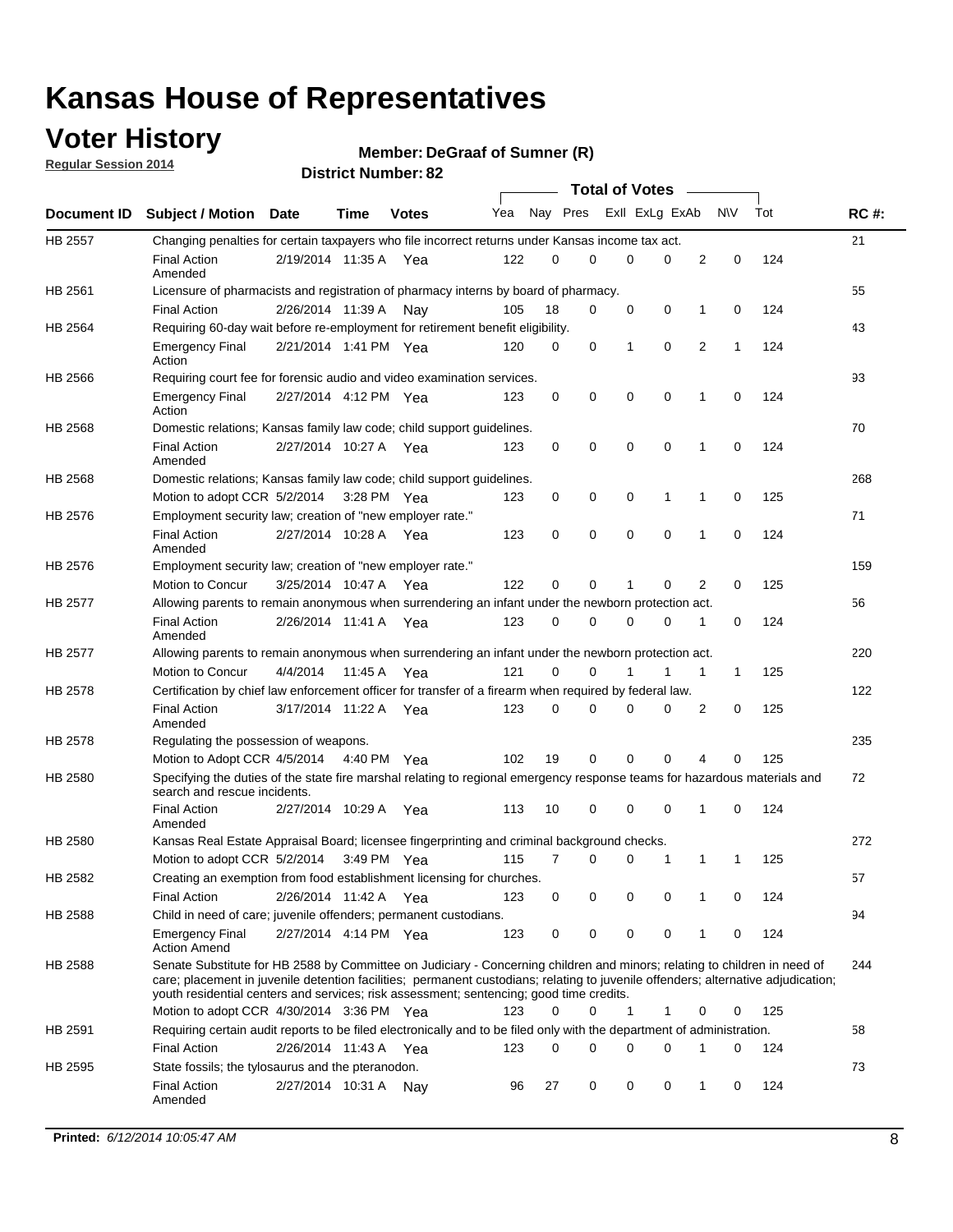# Kansas House of Representatives

## Voter History

**Regular Session 2014**

**Member: DeGraaf of Sumner (R)**

**District Number: 82**

| Document ID | Subject / Motion | Date | Time | Votes | Yea | Nay | Pres | ExII | ExLg | ExAb | N\V | Tot | RC #: |
|---|---|---|---|---|---|---|---|---|---|---|---|---|---|
| HB 2557 | Changing penalties for certain taxpayers who file incorrect returns under Kansas income tax act. | | | | | | | | | | | | 21 |
| | Final Action Amended | 2/19/2014 | 11:35 A | Yea | 122 | 0 | 0 | 0 | 0 | 2 | 0 | 124 | |
| HB 2561 | Licensure of pharmacists and registration of pharmacy interns by board of pharmacy. | | | | | | | | | | | | 55 |
| | Final Action | 2/26/2014 | 11:39 A | Nay | 105 | 18 | 0 | 0 | 0 | 1 | 0 | 124 | |
| HB 2564 | Requiring 60-day wait before re-employment for retirement benefit eligibility. | | | | | | | | | | | | 43 |
| | Emergency Final Action | 2/21/2014 | 1:41 PM | Yea | 120 | 0 | 0 | 1 | 0 | 2 | 1 | 124 | |
| HB 2566 | Requiring court fee for forensic audio and video examination services. | | | | | | | | | | | | 93 |
| | Emergency Final Action | 2/27/2014 | 4:12 PM | Yea | 123 | 0 | 0 | 0 | 0 | 1 | 0 | 124 | |
| HB 2568 | Domestic relations; Kansas family law code; child support guidelines. | | | | | | | | | | | | 70 |
| | Final Action Amended | 2/27/2014 | 10:27 A | Yea | 123 | 0 | 0 | 0 | 0 | 1 | 0 | 124 | |
| HB 2568 | Domestic relations; Kansas family law code; child support guidelines. | | | | | | | | | | | | 268 |
| | Motion to adopt CCR | 5/2/2014 | 3:28 PM | Yea | 123 | 0 | 0 | 0 | 1 | 1 | 0 | 125 | |
| HB 2576 | Employment security law; creation of "new employer rate." | | | | | | | | | | | | 71 |
| | Final Action Amended | 2/27/2014 | 10:28 A | Yea | 123 | 0 | 0 | 0 | 0 | 1 | 0 | 124 | |
| HB 2576 | Employment security law; creation of "new employer rate." | | | | | | | | | | | | 159 |
| | Motion to Concur | 3/25/2014 | 10:47 A | Yea | 122 | 0 | 0 | 1 | 0 | 2 | 0 | 125 | |
| HB 2577 | Allowing parents to remain anonymous when surrendering an infant under the newborn protection act. | | | | | | | | | | | | 56 |
| | Final Action Amended | 2/26/2014 | 11:41 A | Yea | 123 | 0 | 0 | 0 | 0 | 1 | 0 | 124 | |
| HB 2577 | Allowing parents to remain anonymous when surrendering an infant under the newborn protection act. | | | | | | | | | | | | 220 |
| | Motion to Concur | 4/4/2014 | 11:45 A | Yea | 121 | 0 | 0 | 1 | 1 | 1 | 1 | 125 | |
| HB 2578 | Certification by chief law enforcement officer for transfer of a firearm when required by federal law. | | | | | | | | | | | | 122 |
| | Final Action Amended | 3/17/2014 | 11:22 A | Yea | 123 | 0 | 0 | 0 | 0 | 2 | 0 | 125 | |
| HB 2578 | Regulating the possession of weapons. | | | | | | | | | | | | 235 |
| | Motion to Adopt CCR | 4/5/2014 | 4:40 PM | Yea | 102 | 19 | 0 | 0 | 0 | 4 | 0 | 125 | |
| HB 2580 | Specifying the duties of the state fire marshal relating to regional emergency response teams for hazardous materials and search and rescue incidents. | | | | | | | | | | | | 72 |
| | Final Action Amended | 2/27/2014 | 10:29 A | Yea | 113 | 10 | 0 | 0 | 0 | 1 | 0 | 124 | |
| HB 2580 | Kansas Real Estate Appraisal Board; licensee fingerprinting and criminal background checks. | | | | | | | | | | | | 272 |
| | Motion to adopt CCR | 5/2/2014 | 3:49 PM | Yea | 115 | 7 | 0 | 0 | 1 | 1 | 1 | 125 | |
| HB 2582 | Creating an exemption from food establishment licensing for churches. | | | | | | | | | | | | 57 |
| | Final Action | 2/26/2014 | 11:42 A | Yea | 123 | 0 | 0 | 0 | 0 | 1 | 0 | 124 | |
| HB 2588 | Child in need of care; juvenile offenders; permanent custodians. | | | | | | | | | | | | 94 |
| | Emergency Final Action Amend | 2/27/2014 | 4:14 PM | Yea | 123 | 0 | 0 | 0 | 0 | 1 | 0 | 124 | |
| HB 2588 | Senate Substitute for HB 2588 by Committee on Judiciary - Concerning children and minors; relating to children in need of care; placement in juvenile detention facilities; permanent custodians; relating to juvenile offenders; alternative adjudication; youth residential centers and services; risk assessment; sentencing; good time credits. | | | | | | | | | | | | 244 |
| | Motion to adopt CCR | 4/30/2014 | 3:36 PM | Yea | 123 | 0 | 0 | 1 | 1 | 0 | 0 | 125 | |
| HB 2591 | Requiring certain audit reports to be filed electronically and to be filed only with the department of administration. | | | | | | | | | | | | 58 |
| | Final Action | 2/26/2014 | 11:43 A | Yea | 123 | 0 | 0 | 0 | 0 | 1 | 0 | 124 | |
| HB 2595 | State fossils; the tylosaurus and the pteranodon. | | | | | | | | | | | | 73 |
| | Final Action Amended | 2/27/2014 | 10:31 A | Nay | 96 | 27 | 0 | 0 | 0 | 1 | 0 | 124 | |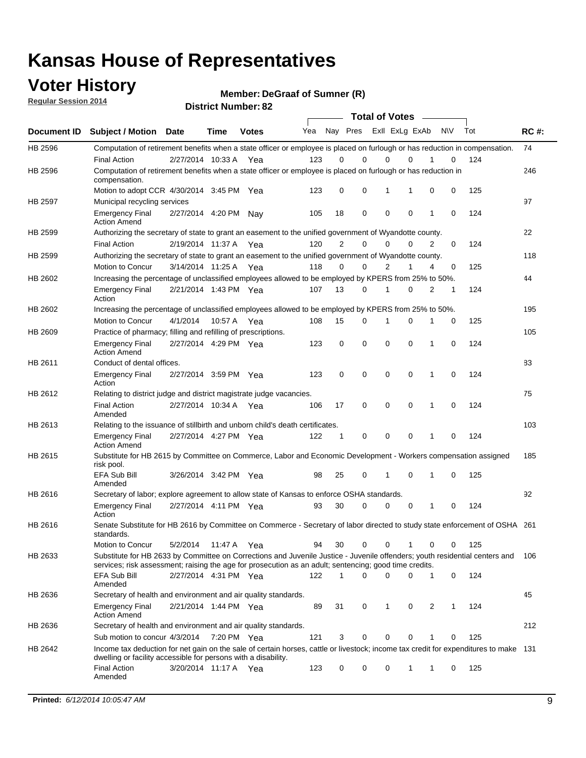# Kansas House of Representatives

## Voter History

**Regular Session 2014**

**Member: DeGraaf of Sumner (R)**

**District Number: 82**

| Document ID | Subject / Motion | Date | Time | Votes | Yea | Nay | Pres | ExII | ExLg | ExAb | N\V | Tot | RC #: |
|---|---|---|---|---|---|---|---|---|---|---|---|---|---|
| HB 2596 | Computation of retirement benefits when a state officer or employee is placed on furlough or has reduction in compensation. | | | | | | | | | | | | 74 |
| | Final Action | 2/27/2014 | 10:33 A | Yea | 123 | 0 | 0 | 0 | 0 | 1 | 0 | 124 | |
| HB 2596 | Computation of retirement benefits when a state officer or employee is placed on furlough or has reduction in compensation. | | | | | | | | | | | | 246 |
| | Motion to adopt CCR | 4/30/2014 | 3:45 PM | Yea | 123 | 0 | 0 | 1 | 1 | 0 | 0 | 125 | |
| HB 2597 | Municipal recycling services | | | | | | | | | | | | 97 |
| | Emergency Final Action Amend | 2/27/2014 | 4:20 PM | Nay | 105 | 18 | 0 | 0 | 0 | 1 | 0 | 124 | |
| HB 2599 | Authorizing the secretary of state to grant an easement to the unified government of Wyandotte county. | | | | | | | | | | | | 22 |
| | Final Action | 2/19/2014 | 11:37 A | Yea | 120 | 2 | 0 | 0 | 0 | 2 | 0 | 124 | |
| HB 2599 | Authorizing the secretary of state to grant an easement to the unified government of Wyandotte county. | | | | | | | | | | | | 118 |
| | Motion to Concur | 3/14/2014 | 11:25 A | Yea | 118 | 0 | 0 | 2 | 1 | 4 | 0 | 125 | |
| HB 2602 | Increasing the percentage of unclassified employees allowed to be employed by KPERS from 25% to 50%. | | | | | | | | | | | | 44 |
| | Emergency Final Action | 2/21/2014 | 1:43 PM | Yea | 107 | 13 | 0 | 1 | 0 | 2 | 1 | 124 | |
| HB 2602 | Increasing the percentage of unclassified employees allowed to be employed by KPERS from 25% to 50%. | | | | | | | | | | | | 195 |
| | Motion to Concur | 4/1/2014 | 10:57 A | Yea | 108 | 15 | 0 | 1 | 0 | 1 | 0 | 125 | |
| HB 2609 | Practice of pharmacy; filling and refilling of prescriptions. | | | | | | | | | | | | 105 |
| | Emergency Final Action Amend | 2/27/2014 | 4:29 PM | Yea | 123 | 0 | 0 | 0 | 0 | 1 | 0 | 124 | |
| HB 2611 | Conduct of dental offices. | | | | | | | | | | | | 83 |
| | Emergency Final Action | 2/27/2014 | 3:59 PM | Yea | 123 | 0 | 0 | 0 | 0 | 1 | 0 | 124 | |
| HB 2612 | Relating to district judge and district magistrate judge vacancies. | | | | | | | | | | | | 75 |
| | Final Action Amended | 2/27/2014 | 10:34 A | Yea | 106 | 17 | 0 | 0 | 0 | 1 | 0 | 124 | |
| HB 2613 | Relating to the issuance of stillbirth and unborn child's death certificates. | | | | | | | | | | | | 103 |
| | Emergency Final Action Amend | 2/27/2014 | 4:27 PM | Yea | 122 | 1 | 0 | 0 | 0 | 1 | 0 | 124 | |
| HB 2615 | Substitute for HB 2615 by Committee on Commerce, Labor and Economic Development - Workers compensation assigned risk pool. | | | | | | | | | | | | 185 |
| | EFA Sub Bill Amended | 3/26/2014 | 3:42 PM | Yea | 98 | 25 | 0 | 1 | 0 | 1 | 0 | 125 | |
| HB 2616 | Secretary of labor; explore agreement to allow state of Kansas to enforce OSHA standards. | | | | | | | | | | | | 92 |
| | Emergency Final Action | 2/27/2014 | 4:11 PM | Yea | 93 | 30 | 0 | 0 | 0 | 1 | 0 | 124 | |
| HB 2616 | Senate Substitute for HB 2616 by Committee on Commerce - Secretary of labor directed to study state enforcement of OSHA standards. | | | | | | | | | | | | 261 |
| | Motion to Concur | 5/2/2014 | 11:47 A | Yea | 94 | 30 | 0 | 0 | 1 | 0 | 0 | 125 | |
| HB 2633 | Substitute for HB 2633 by Committee on Corrections and Juvenile Justice - Juvenile offenders; youth residential centers and services; risk assessment; raising the age for prosecution as an adult; sentencing; good time credits. | | | | | | | | | | | | 106 |
| | EFA Sub Bill Amended | 2/27/2014 | 4:31 PM | Yea | 122 | 1 | 0 | 0 | 0 | 1 | 0 | 124 | |
| HB 2636 | Secretary of health and environment and air quality standards. | | | | | | | | | | | | 45 |
| | Emergency Final Action Amend | 2/21/2014 | 1:44 PM | Yea | 89 | 31 | 0 | 1 | 0 | 2 | 1 | 124 | |
| HB 2636 | Secretary of health and environment and air quality standards. | | | | | | | | | | | | 212 |
| | Sub motion to concur | 4/3/2014 | 7:20 PM | Yea | 121 | 3 | 0 | 0 | 0 | 1 | 0 | 125 | |
| HB 2642 | Income tax deduction for net gain on the sale of certain horses, cattle or livestock; income tax credit for expenditures to make dwelling or facility accessible for persons with a disability. | | | | | | | | | | | | 131 |
| | Final Action Amended | 3/20/2014 | 11:17 A | Yea | 123 | 0 | 0 | 0 | 1 | 1 | 0 | 125 | |

**Printed:** *6/12/2014 10:05:47 AM*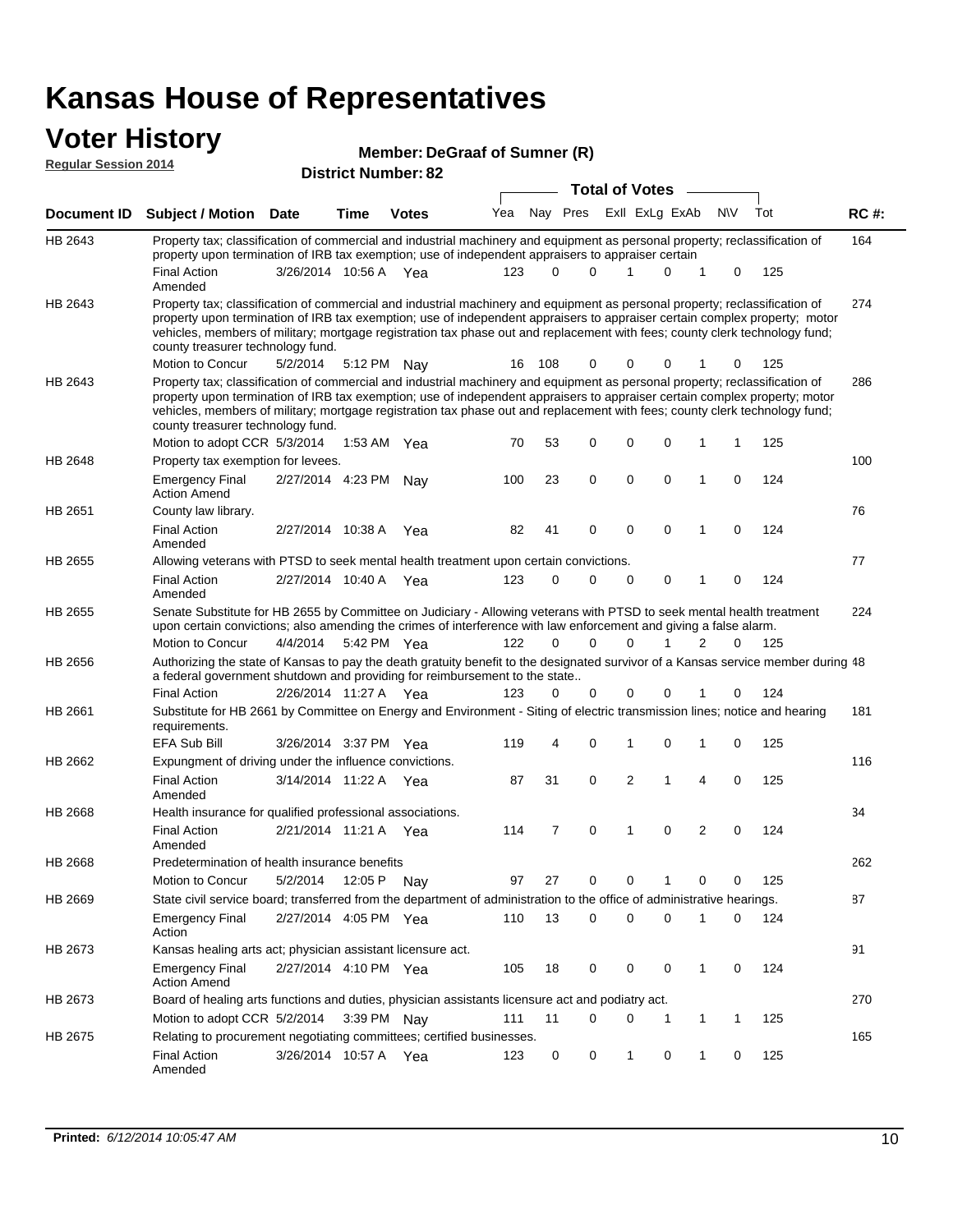# Kansas House of Representatives

## Voter History

**Regular Session 2014**

**Member: DeGraaf of Sumner (R)**

**District Number: 82**

| Document ID | Subject / Motion | Date | Time | Votes | Yea | Nay | Pres | ExII | ExLg | ExAb | N\V | Tot | RC #: |
|---|---|---|---|---|---|---|---|---|---|---|---|---|---|
| HB 2643 | Property tax; classification of commercial and industrial machinery and equipment as personal property; reclassification of property upon termination of IRB tax exemption; use of independent appraisers to appraiser certain | | | | | | | | | | | | 164 |
| | Final Action Amended | 3/26/2014 | 10:56 A | Yea | 123 | 0 | 0 | 1 | 0 | 1 | 0 | 125 | |
| HB 2643 | Property tax; classification of commercial and industrial machinery and equipment as personal property; reclassification of property upon termination of IRB tax exemption; use of independent appraisers to appraiser certain complex property; motor vehicles, members of military; mortgage registration tax phase out and replacement with fees; county clerk technology fund; county treasurer technology fund. | | | | | | | | | | | | 274 |
| | Motion to Concur | 5/2/2014 | 5:12 PM | Nay | 16 | 108 | 0 | 0 | 0 | 1 | 0 | 125 | |
| HB 2643 | Property tax; classification of commercial and industrial machinery and equipment as personal property; reclassification of property upon termination of IRB tax exemption; use of independent appraisers to appraiser certain complex property; motor vehicles, members of military; mortgage registration tax phase out and replacement with fees; county clerk technology fund; county treasurer technology fund. | | | | | | | | | | | | 286 |
| | Motion to adopt CCR | 5/3/2014 | 1:53 AM | Yea | 70 | 53 | 0 | 0 | 0 | 1 | 1 | 125 | |
| HB 2648 | Property tax exemption for levees. | | | | | | | | | | | | 100 |
| | Emergency Final Action Amend | 2/27/2014 | 4:23 PM | Nay | 100 | 23 | 0 | 0 | 0 | 1 | 0 | 124 | |
| HB 2651 | County law library. | | | | | | | | | | | | 76 |
| | Final Action Amended | 2/27/2014 | 10:38 A | Yea | 82 | 41 | 0 | 0 | 0 | 1 | 0 | 124 | |
| HB 2655 | Allowing veterans with PTSD to seek mental health treatment upon certain convictions. | | | | | | | | | | | | 77 |
| | Final Action Amended | 2/27/2014 | 10:40 A | Yea | 123 | 0 | 0 | 0 | 0 | 1 | 0 | 124 | |
| HB 2655 | Senate Substitute for HB 2655 by Committee on Judiciary - Allowing veterans with PTSD to seek mental health treatment upon certain convictions; also amending the crimes of interference with law enforcement and giving a false alarm. | | | | | | | | | | | | 224 |
| | Motion to Concur | 4/4/2014 | 5:42 PM | Yea | 122 | 0 | 0 | 0 | 1 | 2 | 0 | 125 | |
| HB 2656 | Authorizing the state of Kansas to pay the death gratuity benefit to the designated survivor of a Kansas service member during a federal government shutdown and providing for reimbursement to the state.. | | | | | | | | | | | | 48 |
| | Final Action | 2/26/2014 | 11:27 A | Yea | 123 | 0 | 0 | 0 | 0 | 1 | 0 | 124 | |
| HB 2661 | Substitute for HB 2661 by Committee on Energy and Environment - Siting of electric transmission lines; notice and hearing requirements. | | | | | | | | | | | | 181 |
| | EFA Sub Bill | 3/26/2014 | 3:37 PM | Yea | 119 | 4 | 0 | 1 | 0 | 1 | 0 | 125 | |
| HB 2662 | Expungment of driving under the influence convictions. | | | | | | | | | | | | 116 |
| | Final Action Amended | 3/14/2014 | 11:22 A | Yea | 87 | 31 | 0 | 2 | 1 | 4 | 0 | 125 | |
| HB 2668 | Health insurance for qualified professional associations. | | | | | | | | | | | | 34 |
| | Final Action Amended | 2/21/2014 | 11:21 A | Yea | 114 | 7 | 0 | 1 | 0 | 2 | 0 | 124 | |
| HB 2668 | Predetermination of health insurance benefits | | | | | | | | | | | | 262 |
| | Motion to Concur | 5/2/2014 | 12:05 P | Nay | 97 | 27 | 0 | 0 | 1 | 0 | 0 | 125 | |
| HB 2669 | State civil service board; transferred from the department of administration to the office of administrative hearings. | | | | | | | | | | | | 87 |
| | Emergency Final Action | 2/27/2014 | 4:05 PM | Yea | 110 | 13 | 0 | 0 | 0 | 1 | 0 | 124 | |
| HB 2673 | Kansas healing arts act; physician assistant licensure act. | | | | | | | | | | | | 91 |
| | Emergency Final Action Amend | 2/27/2014 | 4:10 PM | Yea | 105 | 18 | 0 | 0 | 0 | 1 | 0 | 124 | |
| HB 2673 | Board of healing arts functions and duties, physician assistants licensure act and podiatry act. | | | | | | | | | | | | 270 |
| | Motion to adopt CCR | 5/2/2014 | 3:39 PM | Nay | 111 | 11 | 0 | 0 | 1 | 1 | 1 | 125 | |
| HB 2675 | Relating to procurement negotiating committees; certified businesses. | | | | | | | | | | | | 165 |
| | Final Action Amended | 3/26/2014 | 10:57 A | Yea | 123 | 0 | 0 | 1 | 0 | 1 | 0 | 125 | |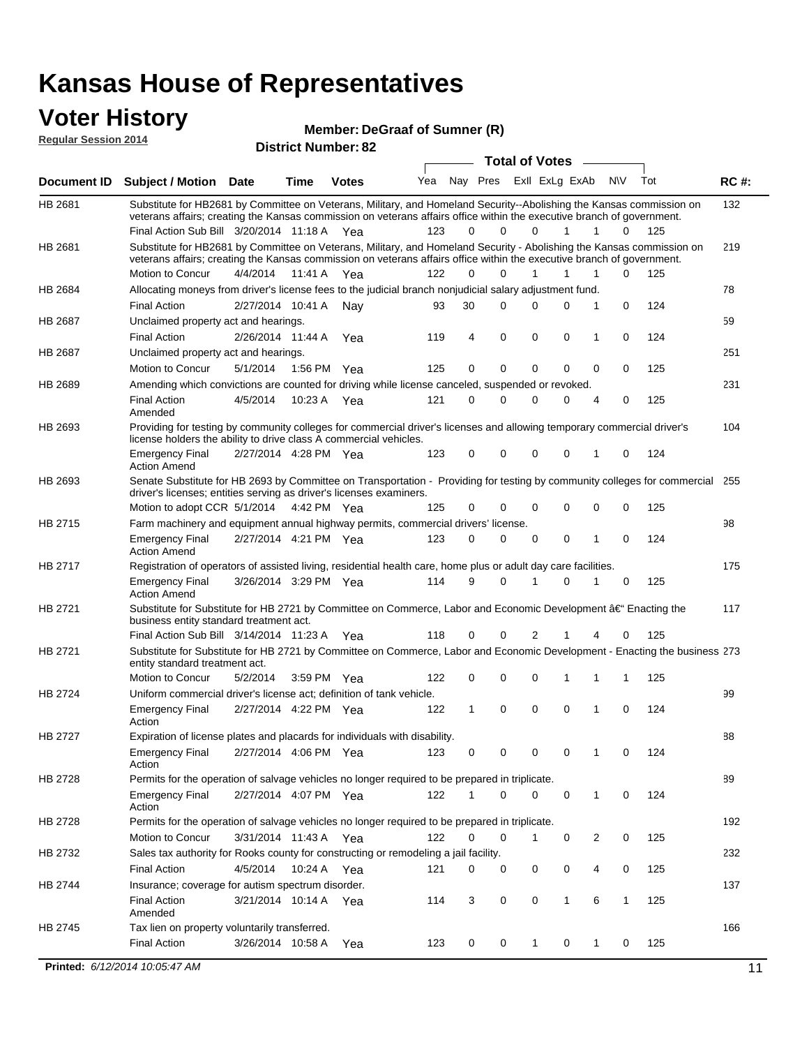# Kansas House of Representatives

## Voter History

**Regular Session 2014**

**Member: DeGraaf of Sumner (R)**

**District Number: 82**

| Document ID | Subject / Motion | Date | Time | Votes | Yea | Nay | Pres | ExII | ExLg | ExAb | N\V | Tot | RC #: |
|---|---|---|---|---|---|---|---|---|---|---|---|---|---|
| HB 2681 | Substitute for HB2681 by Committee on Veterans, Military, and Homeland Security--Abolishing the Kansas commission on veterans affairs; creating the Kansas commission on veterans affairs office within the executive branch of government. | | | | | | | | | | | | 132 |
| | Final Action Sub Bill | 3/20/2014 | 11:18 A | Yea | 123 | 0 | 0 | 0 | 1 | 1 | 0 | 125 | |
| HB 2681 | Substitute for HB2681 by Committee on Veterans, Military, and Homeland Security - Abolishing the Kansas commission on veterans affairs; creating the Kansas commission on veterans affairs office within the executive branch of government. | | | | | | | | | | | | 219 |
| | Motion to Concur | 4/4/2014 | 11:41 A | Yea | 122 | 0 | 0 | 1 | 1 | 1 | 0 | 125 | |
| HB 2684 | Allocating moneys from driver's license fees to the judicial branch nonjudicial salary adjustment fund. | | | | | | | | | | | | 78 |
| | Final Action | 2/27/2014 | 10:41 A | Nay | 93 | 30 | 0 | 0 | 0 | 1 | 0 | 124 | |
| HB 2687 | Unclaimed property act and hearings. | | | | | | | | | | | | 59 |
| | Final Action | 2/26/2014 | 11:44 A | Yea | 119 | 4 | 0 | 0 | 0 | 1 | 0 | 124 | |
| HB 2687 | Unclaimed property act and hearings. | | | | | | | | | | | | 251 |
| | Motion to Concur | 5/1/2014 | 1:56 PM | Yea | 125 | 0 | 0 | 0 | 0 | 0 | 0 | 125 | |
| HB 2689 | Amending which convictions are counted for driving while license canceled, suspended or revoked. | | | | | | | | | | | | 231 |
| | Final Action Amended | 4/5/2014 | 10:23 A | Yea | 121 | 0 | 0 | 0 | 0 | 4 | 0 | 125 | |
| HB 2693 | Providing for testing by community colleges for commercial driver's licenses and allowing temporary commercial driver's license holders the ability to drive class A commercial vehicles. | | | | | | | | | | | | 104 |
| | Emergency Final Action Amend | 2/27/2014 | 4:28 PM | Yea | 123 | 0 | 0 | 0 | 0 | 1 | 0 | 124 | |
| HB 2693 | Senate Substitute for HB 2693 by Committee on Transportation - Providing for testing by community colleges for commercial driver's licenses; entities serving as driver's licenses examiners. | | | | | | | | | | | | 255 |
| | Motion to adopt CCR | 5/1/2014 | 4:42 PM | Yea | 125 | 0 | 0 | 0 | 0 | 0 | 0 | 125 | |
| HB 2715 | Farm machinery and equipment annual highway permits, commercial drivers' license. | | | | | | | | | | | | 98 |
| | Emergency Final Action Amend | 2/27/2014 | 4:21 PM | Yea | 123 | 0 | 0 | 0 | 0 | 1 | 0 | 124 | |
| HB 2717 | Registration of operators of assisted living, residential health care, home plus or adult day care facilities. | | | | | | | | | | | | 175 |
| | Emergency Final Action Amend | 3/26/2014 | 3:29 PM | Yea | 114 | 9 | 0 | 1 | 0 | 1 | 0 | 125 | |
| HB 2721 | Substitute for Substitute for HB 2721 by Committee on Commerce, Labor and Economic Development â€" Enacting the business entity standard treatment act. | | | | | | | | | | | | 117 |
| | Final Action Sub Bill | 3/14/2014 | 11:23 A | Yea | 118 | 0 | 0 | 2 | 1 | 4 | 0 | 125 | |
| HB 2721 | Substitute for Substitute for HB 2721 by Committee on Commerce, Labor and Economic Development - Enacting the business entity standard treatment act. | | | | | | | | | | | | 273 |
| | Motion to Concur | 5/2/2014 | 3:59 PM | Yea | 122 | 0 | 0 | 0 | 1 | 1 | 1 | 125 | |
| HB 2724 | Uniform commercial driver's license act; definition of tank vehicle. | | | | | | | | | | | | 99 |
| | Emergency Final Action | 2/27/2014 | 4:22 PM | Yea | 122 | 1 | 0 | 0 | 0 | 1 | 0 | 124 | |
| HB 2727 | Expiration of license plates and placards for individuals with disability. | | | | | | | | | | | | 88 |
| | Emergency Final Action | 2/27/2014 | 4:06 PM | Yea | 123 | 0 | 0 | 0 | 0 | 1 | 0 | 124 | |
| HB 2728 | Permits for the operation of salvage vehicles no longer required to be prepared in triplicate. | | | | | | | | | | | | 89 |
| | Emergency Final Action | 2/27/2014 | 4:07 PM | Yea | 122 | 1 | 0 | 0 | 0 | 1 | 0 | 124 | |
| HB 2728 | Permits for the operation of salvage vehicles no longer required to be prepared in triplicate. | | | | | | | | | | | | 192 |
| | Motion to Concur | 3/31/2014 | 11:43 A | Yea | 122 | 0 | 0 | 1 | 0 | 2 | 0 | 125 | |
| HB 2732 | Sales tax authority for Rooks county for constructing or remodeling a jail facility. | | | | | | | | | | | | 232 |
| | Final Action | 4/5/2014 | 10:24 A | Yea | 121 | 0 | 0 | 0 | 0 | 4 | 0 | 125 | |
| HB 2744 | Insurance; coverage for autism spectrum disorder. | | | | | | | | | | | | 137 |
| | Final Action Amended | 3/21/2014 | 10:14 A | Yea | 114 | 3 | 0 | 0 | 1 | 6 | 1 | 125 | |
| HB 2745 | Tax lien on property voluntarily transferred. | | | | | | | | | | | | 166 |
| | Final Action | 3/26/2014 | 10:58 A | Yea | 123 | 0 | 0 | 1 | 0 | 1 | 0 | 125 | |

**Printed:** *6/12/2014 10:05:47 AM*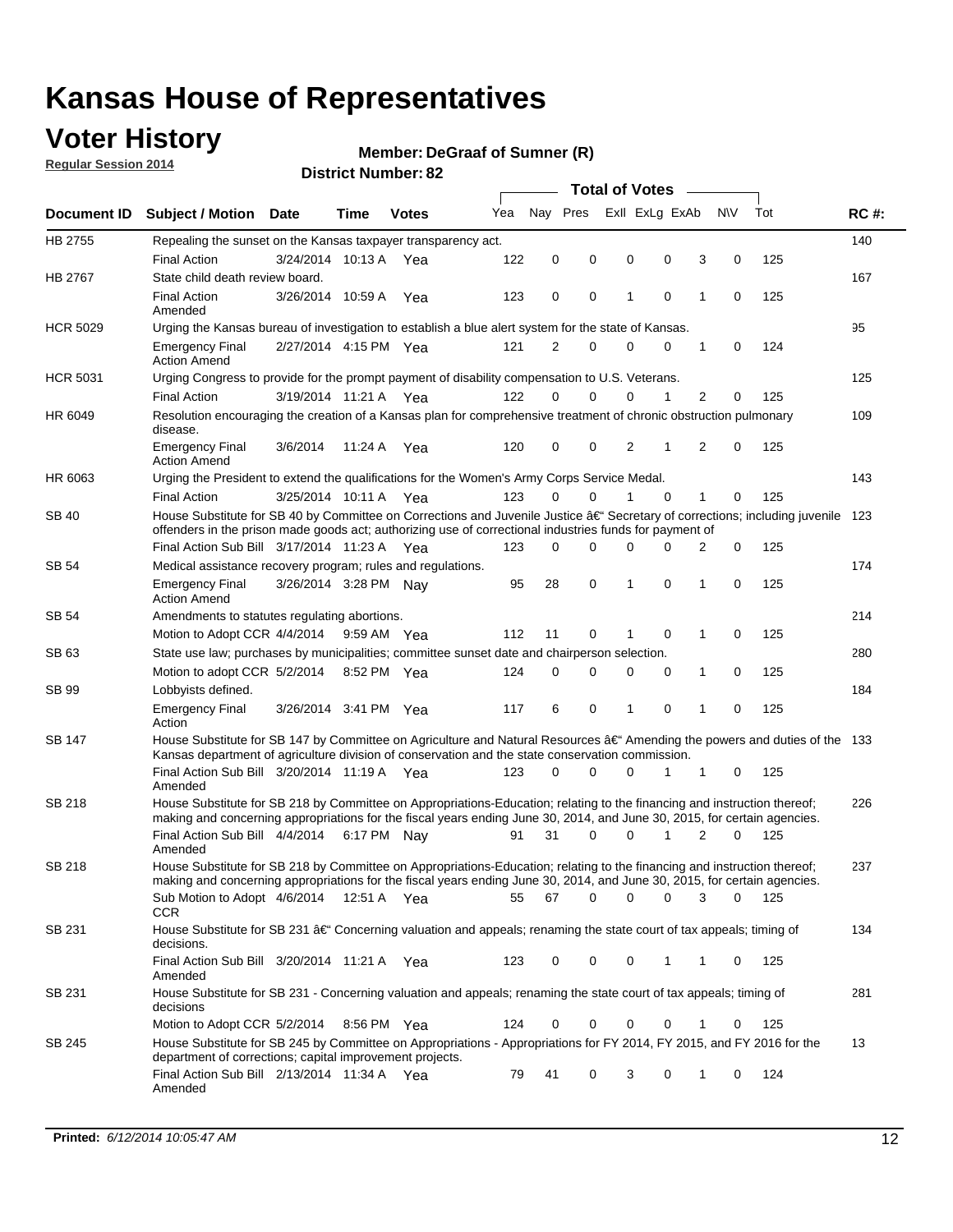# Kansas House of Representatives

## Voter History

**Regular Session 2014**

**Member: DeGraaf of Sumner (R)**

**District Number: 82**

| Document ID | Subject / Motion | Date | Time | Votes | Yea | Nay | Pres | ExII | ExLg | ExAb | N\V | Tot | RC #: |
|---|---|---|---|---|---|---|---|---|---|---|---|---|---|
| HB 2755 | Repealing the sunset on the Kansas taxpayer transparency act. | | | | | | | | | | | | 140 |
| | Final Action | 3/24/2014 | 10:13 A | Yea | 122 | 0 | 0 | 0 | 0 | 3 | 0 | 125 | |
| HB 2767 | State child death review board. | | | | | | | | | | | | 167 |
| | Final Action Amended | 3/26/2014 | 10:59 A | Yea | 123 | 0 | 0 | 1 | 0 | 1 | 0 | 125 | |
| HCR 5029 | Urging the Kansas bureau of investigation to establish a blue alert system for the state of Kansas. | | | | | | | | | | | | 95 |
| | Emergency Final Action Amend | 2/27/2014 | 4:15 PM | Yea | 121 | 2 | 0 | 0 | 0 | 1 | 0 | 124 | |
| HCR 5031 | Urging Congress to provide for the prompt payment of disability compensation to U.S. Veterans. | | | | | | | | | | | | 125 |
| | Final Action | 3/19/2014 | 11:21 A | Yea | 122 | 0 | 0 | 0 | 1 | 2 | 0 | 125 | |
| HR 6049 | Resolution encouraging the creation of a Kansas plan for comprehensive treatment of chronic obstruction pulmonary disease. | | | | | | | | | | | | 109 |
| | Emergency Final Action Amend | 3/6/2014 | 11:24 A | Yea | 120 | 0 | 0 | 2 | 1 | 2 | 0 | 125 | |
| HR 6063 | Urging the President to extend the qualifications for the Women's Army Corps Service Medal. | | | | | | | | | | | | 143 |
| | Final Action | 3/25/2014 | 10:11 A | Yea | 123 | 0 | 0 | 1 | 0 | 1 | 0 | 125 | |
| SB 40 | House Substitute for SB 40 by Committee on Corrections and Juvenile Justice â€" Secretary of corrections; including juvenile offenders in the prison made goods act; authorizing use of correctional industries funds for payment of | | | | | | | | | | | | 123 |
| | Final Action Sub Bill | 3/17/2014 | 11:23 A | Yea | 123 | 0 | 0 | 0 | 0 | 2 | 0 | 125 | |
| SB 54 | Medical assistance recovery program; rules and regulations. | | | | | | | | | | | | 174 |
| | Emergency Final Action Amend | 3/26/2014 | 3:28 PM | Nay | 95 | 28 | 0 | 1 | 0 | 1 | 0 | 125 | |
| SB 54 | Amendments to statutes regulating abortions. | | | | | | | | | | | | 214 |
| | Motion to Adopt CCR | 4/4/2014 | 9:59 AM | Yea | 112 | 11 | 0 | 1 | 0 | 1 | 0 | 125 | |
| SB 63 | State use law; purchases by municipalities; committee sunset date and chairperson selection. | | | | | | | | | | | | 280 |
| | Motion to adopt CCR | 5/2/2014 | 8:52 PM | Yea | 124 | 0 | 0 | 0 | 0 | 1 | 0 | 125 | |
| SB 99 | Lobbyists defined. | | | | | | | | | | | | 184 |
| | Emergency Final Action | 3/26/2014 | 3:41 PM | Yea | 117 | 6 | 0 | 1 | 0 | 1 | 0 | 125 | |
| SB 147 | House Substitute for SB 147 by Committee on Agriculture and Natural Resources â€" Amending the powers and duties of the Kansas department of agriculture division of conservation and the state conservation commission. | | | | | | | | | | | | 133 |
| | Final Action Sub Bill Amended | 3/20/2014 | 11:19 A | Yea | 123 | 0 | 0 | 0 | 1 | 1 | 0 | 125 | |
| SB 218 | House Substitute for SB 218 by Committee on Appropriations-Education; relating to the financing and instruction thereof; making and concerning appropriations for the fiscal years ending June 30, 2014, and June 30, 2015, for certain agencies. | | | | | | | | | | | | 226 |
| | Final Action Sub Bill Amended | 4/4/2014 | 6:17 PM | Nay | 91 | 31 | 0 | 0 | 1 | 2 | 0 | 125 | |
| SB 218 | House Substitute for SB 218 by Committee on Appropriations-Education; relating to the financing and instruction thereof; making and concerning appropriations for the fiscal years ending June 30, 2014, and June 30, 2015, for certain agencies. | | | | | | | | | | | | 237 |
| | Sub Motion to Adopt CCR | 4/6/2014 | 12:51 A | Yea | 55 | 67 | 0 | 0 | 0 | 3 | 0 | 125 | |
| SB 231 | House Substitute for SB 231 â€" Concerning valuation and appeals; renaming the state court of tax appeals; timing of decisions. | | | | | | | | | | | | 134 |
| | Final Action Sub Bill Amended | 3/20/2014 | 11:21 A | Yea | 123 | 0 | 0 | 0 | 1 | 1 | 0 | 125 | |
| SB 231 | House Substitute for SB 231 - Concerning valuation and appeals; renaming the state court of tax appeals; timing of decisions | | | | | | | | | | | | 281 |
| | Motion to Adopt CCR | 5/2/2014 | 8:56 PM | Yea | 124 | 0 | 0 | 0 | 0 | 1 | 0 | 125 | |
| SB 245 | House Substitute for SB 245 by Committee on Appropriations - Appropriations for FY 2014, FY 2015, and FY 2016 for the department of corrections; capital improvement projects. | | | | | | | | | | | | 13 |
| | Final Action Sub Bill Amended | 2/13/2014 | 11:34 A | Yea | 79 | 41 | 0 | 3 | 0 | 1 | 0 | 124 | |

**Printed:** *6/12/2014 10:05:47 AM*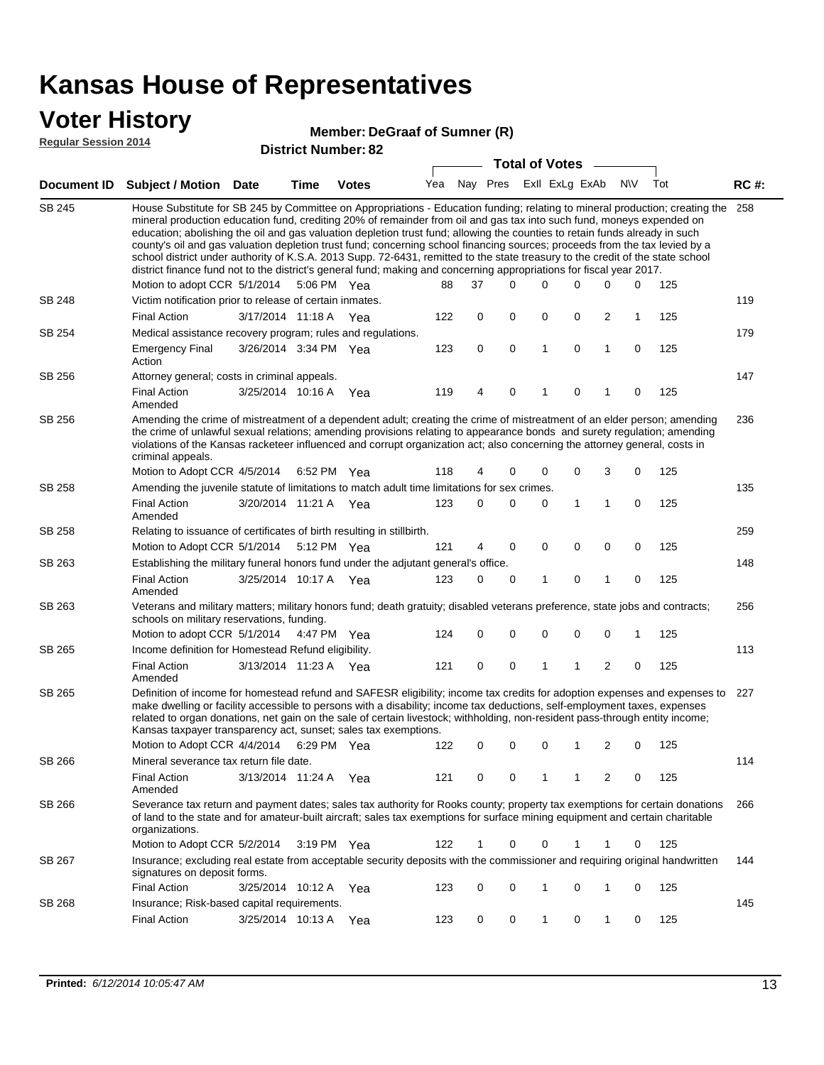# Kansas House of Representatives

## Voter History

**Regular Session 2014**

**Member: DeGraaf of Sumner (R)**

**District Number: 82**

| Document ID | Subject / Motion | Date | Time | Votes | Yea | Nay | Pres | ExII | ExLg | ExAb | N\V | Tot | RC #: |
|---|---|---|---|---|---|---|---|---|---|---|---|---|---|
| SB 245 | House Substitute for SB 245 by Committee on Appropriations - Education funding; relating to mineral production; creating the mineral production education fund, crediting 20% of remainder from oil and gas tax into such fund, moneys expended on education; abolishing the oil and gas valuation depletion trust fund; allowing the counties to retain funds already in such county's oil and gas valuation depletion trust fund; concerning school financing sources; proceeds from the tax levied by a school district under authority of K.S.A. 2013 Supp. 72-6431, remitted to the state treasury to the credit of the state school district finance fund not to the district's general fund; making and concerning appropriations for fiscal year 2017. | | | | | | | | | | | | 258 |
| | Motion to adopt CCR | 5/1/2014 | 5:06 PM | Yea | 88 | 37 | 0 | 0 | 0 | 0 | 0 | 125 | |
| SB 248 | Victim notification prior to release of certain inmates. | | | | | | | | | | | | 119 |
| | Final Action | 3/17/2014 | 11:18 A | Yea | 122 | 0 | 0 | 0 | 0 | 2 | 1 | 125 | |
| SB 254 | Medical assistance recovery program; rules and regulations. | | | | | | | | | | | | 179 |
| | Emergency Final Action | 3/26/2014 | 3:34 PM | Yea | 123 | 0 | 0 | 1 | 0 | 1 | 0 | 125 | |
| SB 256 | Attorney general; costs in criminal appeals. | | | | | | | | | | | | 147 |
| | Final Action Amended | 3/25/2014 | 10:16 A | Yea | 119 | 4 | 0 | 1 | 0 | 1 | 0 | 125 | |
| SB 256 | Amending the crime of mistreatment of a dependent adult; creating the crime of mistreatment of an elder person; amending the crime of unlawful sexual relations; amending provisions relating to appearance bonds and surety regulation; amending violations of the Kansas racketeer influenced and corrupt organization act; also concerning the attorney general, costs in criminal appeals. | | | | | | | | | | | | 236 |
| | Motion to Adopt CCR | 4/5/2014 | 6:52 PM | Yea | 118 | 4 | 0 | 0 | 0 | 3 | 0 | 125 | |
| SB 258 | Amending the juvenile statute of limitations to match adult time limitations for sex crimes. | | | | | | | | | | | | 135 |
| | Final Action Amended | 3/20/2014 | 11:21 A | Yea | 123 | 0 | 0 | 0 | 1 | 1 | 0 | 125 | |
| SB 258 | Relating to issuance of certificates of birth resulting in stillbirth. | | | | | | | | | | | | 259 |
| | Motion to Adopt CCR | 5/1/2014 | 5:12 PM | Yea | 121 | 4 | 0 | 0 | 0 | 0 | 0 | 125 | |
| SB 263 | Establishing the military funeral honors fund under the adjutant general's office. | | | | | | | | | | | | 148 |
| | Final Action Amended | 3/25/2014 | 10:17 A | Yea | 123 | 0 | 0 | 1 | 0 | 1 | 0 | 125 | |
| SB 263 | Veterans and military matters; military honors fund; death gratuity; disabled veterans preference, state jobs and contracts; schools on military reservations, funding. | | | | | | | | | | | | 256 |
| | Motion to adopt CCR | 5/1/2014 | 4:47 PM | Yea | 124 | 0 | 0 | 0 | 0 | 0 | 1 | 125 | |
| SB 265 | Income definition for Homestead Refund eligibility. | | | | | | | | | | | | 113 |
| | Final Action Amended | 3/13/2014 | 11:23 A | Yea | 121 | 0 | 0 | 1 | 1 | 2 | 0 | 125 | |
| SB 265 | Definition of income for homestead refund and SAFESR eligibility; income tax credits for adoption expenses and expenses to make dwelling or facility accessible to persons with a disability; income tax deductions, self-employment taxes, expenses related to organ donations, net gain on the sale of certain livestock; withholding, non-resident pass-through entity income; Kansas taxpayer transparency act, sunset; sales tax exemptions. | | | | | | | | | | | | 227 |
| | Motion to Adopt CCR | 4/4/2014 | 6:29 PM | Yea | 122 | 0 | 0 | 0 | 1 | 2 | 0 | 125 | |
| SB 266 | Mineral severance tax return file date. | | | | | | | | | | | | 114 |
| | Final Action Amended | 3/13/2014 | 11:24 A | Yea | 121 | 0 | 0 | 1 | 1 | 2 | 0 | 125 | |
| SB 266 | Severance tax return and payment dates; sales tax authority for Rooks county; property tax exemptions for certain donations of land to the state and for amateur-built aircraft; sales tax exemptions for surface mining equipment and certain charitable organizations. | | | | | | | | | | | | 266 |
| | Motion to Adopt CCR | 5/2/2014 | 3:19 PM | Yea | 122 | 1 | 0 | 0 | 1 | 1 | 0 | 125 | |
| SB 267 | Insurance; excluding real estate from acceptable security deposits with the commissioner and requiring original handwritten signatures on deposit forms. | | | | | | | | | | | | 144 |
| | Final Action | 3/25/2014 | 10:12 A | Yea | 123 | 0 | 0 | 1 | 0 | 1 | 0 | 125 | |
| SB 268 | Insurance; Risk-based capital requirements. | | | | | | | | | | | | 145 |
| | Final Action | 3/25/2014 | 10:13 A | Yea | 123 | 0 | 0 | 1 | 0 | 1 | 0 | 125 | |

**Printed:** *6/12/2014 10:05:47 AM*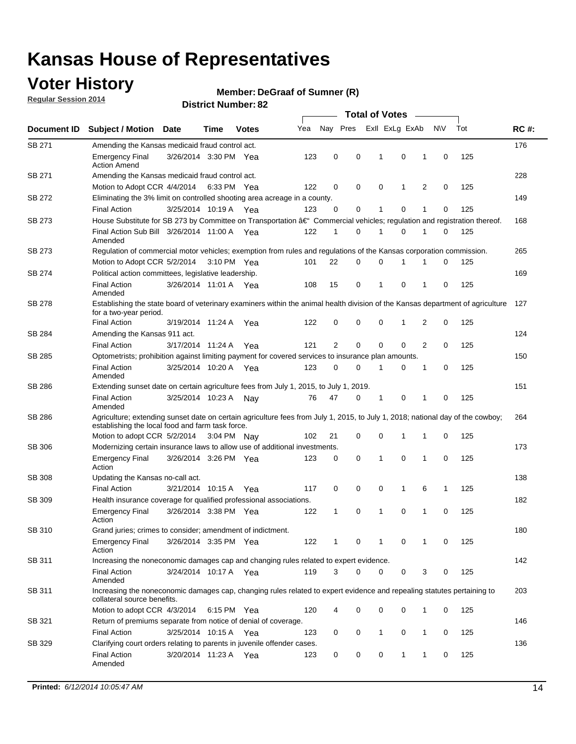# Kansas House of Representatives

## Voter History

**Regular Session 2014**

**Member: DeGraaf of Sumner (R)**

**District Number: 82**

| Document ID | Subject / Motion | Date | Time | Votes | Yea | Nay | Pres | ExII | ExLg | ExAb | N\V | Tot | RC #: |
|---|---|---|---|---|---|---|---|---|---|---|---|---|---|
| SB 271 | Amending the Kansas medicaid fraud control act. | | | | | | | | | | | | 176 |
| | Emergency Final Action Amend | 3/26/2014 | 3:30 PM | Yea | 123 | 0 | 0 | 1 | 0 | 1 | 0 | 125 | |
| SB 271 | Amending the Kansas medicaid fraud control act. | | | | | | | | | | | | 228 |
| | Motion to Adopt CCR | 4/4/2014 | 6:33 PM | Yea | 122 | 0 | 0 | 0 | 1 | 2 | 0 | 125 | |
| SB 272 | Eliminating the 3% limit on controlled shooting area acreage in a county. | | | | | | | | | | | | 149 |
| | Final Action | 3/25/2014 | 10:19 A | Yea | 123 | 0 | 0 | 1 | 0 | 1 | 0 | 125 | |
| SB 273 | House Substitute for SB 273 by Committee on Transportation â€" Commercial vehicles; regulation and registration thereof. | | | | | | | | | | | | 168 |
| | Final Action Sub Bill Amended | 3/26/2014 | 11:00 A | Yea | 122 | 1 | 0 | 1 | 0 | 1 | 0 | 125 | |
| SB 273 | Regulation of commercial motor vehicles; exemption from rules and regulations of the Kansas corporation commission. | | | | | | | | | | | | 265 |
| | Motion to Adopt CCR | 5/2/2014 | 3:10 PM | Yea | 101 | 22 | 0 | 0 | 1 | 1 | 0 | 125 | |
| SB 274 | Political action committees, legislative leadership. | | | | | | | | | | | | 169 |
| | Final Action Amended | 3/26/2014 | 11:01 A | Yea | 108 | 15 | 0 | 1 | 0 | 1 | 0 | 125 | |
| SB 278 | Establishing the state board of veterinary examiners within the animal health division of the Kansas department of agriculture for a two-year period. | | | | | | | | | | | | 127 |
| | Final Action | 3/19/2014 | 11:24 A | Yea | 122 | 0 | 0 | 0 | 1 | 2 | 0 | 125 | |
| SB 284 | Amending the Kansas 911 act. | | | | | | | | | | | | 124 |
| | Final Action | 3/17/2014 | 11:24 A | Yea | 121 | 2 | 0 | 0 | 0 | 2 | 0 | 125 | |
| SB 285 | Optometrists; prohibition against limiting payment for covered services to insurance plan amounts. | | | | | | | | | | | | 150 |
| | Final Action Amended | 3/25/2014 | 10:20 A | Yea | 123 | 0 | 0 | 1 | 0 | 1 | 0 | 125 | |
| SB 286 | Extending sunset date on certain agriculture fees from July 1, 2015, to July 1, 2019. | | | | | | | | | | | | 151 |
| | Final Action Amended | 3/25/2014 | 10:23 A | Nay | 76 | 47 | 0 | 1 | 0 | 1 | 0 | 125 | |
| SB 286 | Agriculture; extending sunset date on certain agriculture fees from July 1, 2015, to July 1, 2018; national day of the cowboy; establishing the local food and farm task force. | | | | | | | | | | | | 264 |
| | Motion to adopt CCR | 5/2/2014 | 3:04 PM | Nay | 102 | 21 | 0 | 0 | 1 | 1 | 0 | 125 | |
| SB 306 | Modernizing certain insurance laws to allow use of additional investments. | | | | | | | | | | | | 173 |
| | Emergency Final Action | 3/26/2014 | 3:26 PM | Yea | 123 | 0 | 0 | 1 | 0 | 1 | 0 | 125 | |
| SB 308 | Updating the Kansas no-call act. | | | | | | | | | | | | 138 |
| | Final Action | 3/21/2014 | 10:15 A | Yea | 117 | 0 | 0 | 0 | 1 | 6 | 1 | 125 | |
| SB 309 | Health insurance coverage for qualified professional associations. | | | | | | | | | | | | 182 |
| | Emergency Final Action | 3/26/2014 | 3:38 PM | Yea | 122 | 1 | 0 | 1 | 0 | 1 | 0 | 125 | |
| SB 310 | Grand juries; crimes to consider; amendment of indictment. | | | | | | | | | | | | 180 |
| | Emergency Final Action | 3/26/2014 | 3:35 PM | Yea | 122 | 1 | 0 | 1 | 0 | 1 | 0 | 125 | |
| SB 311 | Increasing the noneconomic damages cap and changing rules related to expert evidence. | | | | | | | | | | | | 142 |
| | Final Action Amended | 3/24/2014 | 10:17 A | Yea | 119 | 3 | 0 | 0 | 0 | 3 | 0 | 125 | |
| SB 311 | Increasing the noneconomic damages cap, changing rules related to expert evidence and repealing statutes pertaining to collateral source benefits. | | | | | | | | | | | | 203 |
| | Motion to adopt CCR | 4/3/2014 | 6:15 PM | Yea | 120 | 4 | 0 | 0 | 0 | 1 | 0 | 125 | |
| SB 321 | Return of premiums separate from notice of denial of coverage. | | | | | | | | | | | | 146 |
| | Final Action | 3/25/2014 | 10:15 A | Yea | 123 | 0 | 0 | 1 | 0 | 1 | 0 | 125 | |
| SB 329 | Clarifying court orders relating to parents in juvenile offender cases. | | | | | | | | | | | | 136 |
| | Final Action Amended | 3/20/2014 | 11:23 A | Yea | 123 | 0 | 0 | 0 | 1 | 1 | 0 | 125 | |

**Printed:** *6/12/2014 10:05:47 AM*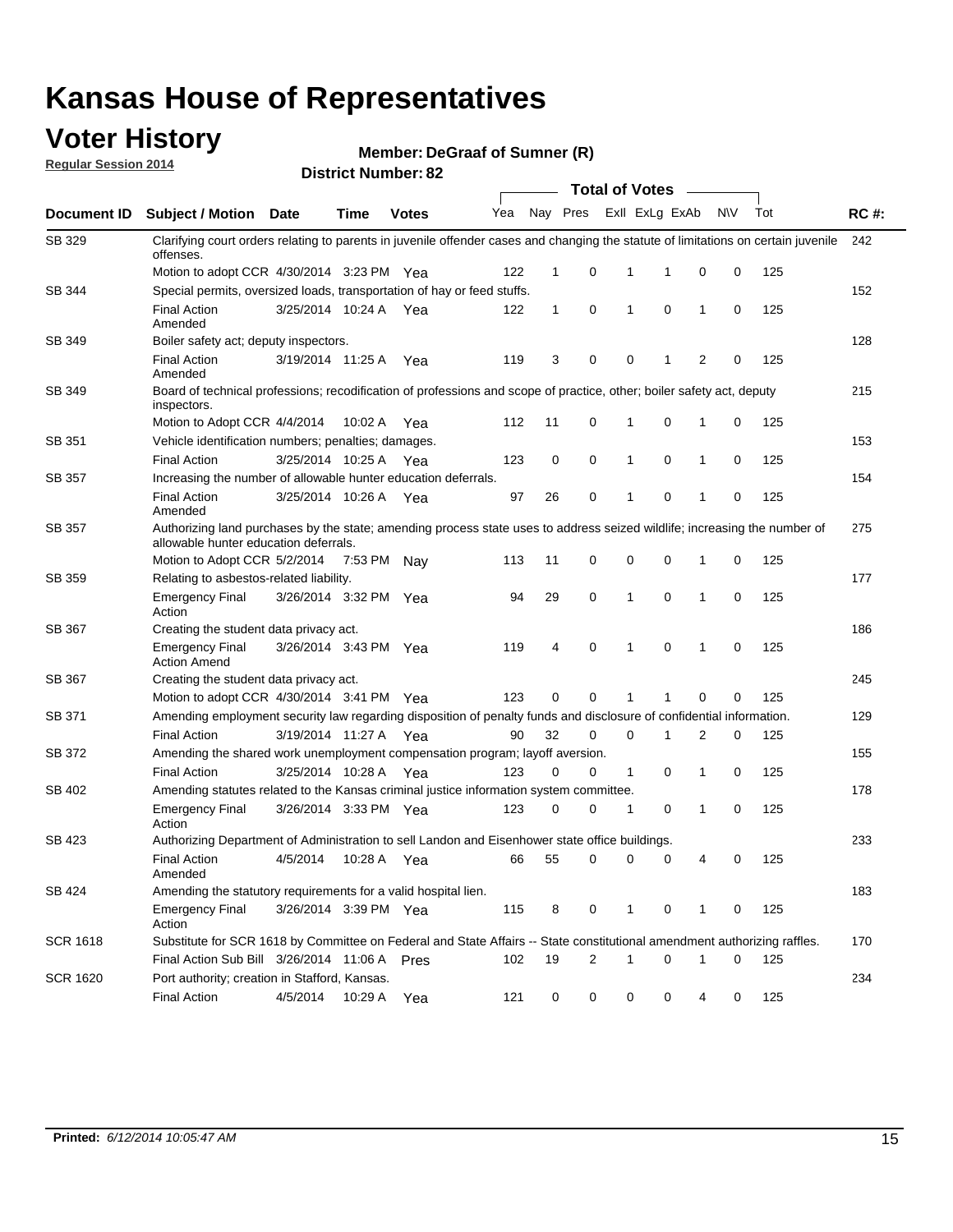# Kansas House of Representatives

## Voter History

**Regular Session 2014**

**Member: DeGraaf of Sumner (R)**

**District Number: 82**

| Document ID | Subject / Motion | Date | Time | Votes | Yea | Nay | Pres | ExII | ExLg | ExAb | N\V | Tot | RC #: |
|---|---|---|---|---|---|---|---|---|---|---|---|---|---|
| SB 329 | Clarifying court orders relating to parents in juvenile offender cases and changing the statute of limitations on certain juvenile offenses. | | | | | | | | | | | | 242 |
| | Motion to adopt CCR | 4/30/2014 | 3:23 PM | Yea | 122 | 1 | 0 | 1 | 1 | 0 | 0 | 125 | |
| SB 344 | Special permits, oversized loads, transportation of hay or feed stuffs. | | | | | | | | | | | | 152 |
| | Final Action Amended | 3/25/2014 | 10:24 A | Yea | 122 | 1 | 0 | 1 | 0 | 1 | 0 | 125 | |
| SB 349 | Boiler safety act; deputy inspectors. | | | | | | | | | | | | 128 |
| | Final Action Amended | 3/19/2014 | 11:25 A | Yea | 119 | 3 | 0 | 0 | 1 | 2 | 0 | 125 | |
| SB 349 | Board of technical professions; recodification of professions and scope of practice, other; boiler safety act, deputy inspectors. | | | | | | | | | | | | 215 |
| | Motion to Adopt CCR | 4/4/2014 | 10:02 A | Yea | 112 | 11 | 0 | 1 | 0 | 1 | 0 | 125 | |
| SB 351 | Vehicle identification numbers; penalties; damages. | | | | | | | | | | | | 153 |
| | Final Action | 3/25/2014 | 10:25 A | Yea | 123 | 0 | 0 | 1 | 0 | 1 | 0 | 125 | |
| SB 357 | Increasing the number of allowable hunter education deferrals. | | | | | | | | | | | | 154 |
| | Final Action Amended | 3/25/2014 | 10:26 A | Yea | 97 | 26 | 0 | 1 | 0 | 1 | 0 | 125 | |
| SB 357 | Authorizing land purchases by the state; amending process state uses to address seized wildlife; increasing the number of allowable hunter education deferrals. | | | | | | | | | | | | 275 |
| | Motion to Adopt CCR | 5/2/2014 | 7:53 PM | Nay | 113 | 11 | 0 | 0 | 0 | 1 | 0 | 125 | |
| SB 359 | Relating to asbestos-related liability. | | | | | | | | | | | | 177 |
| | Emergency Final Action | 3/26/2014 | 3:32 PM | Yea | 94 | 29 | 0 | 1 | 0 | 1 | 0 | 125 | |
| SB 367 | Creating the student data privacy act. | | | | | | | | | | | | 186 |
| | Emergency Final Action Amend | 3/26/2014 | 3:43 PM | Yea | 119 | 4 | 0 | 1 | 0 | 1 | 0 | 125 | |
| SB 367 | Creating the student data privacy act. | | | | | | | | | | | | 245 |
| | Motion to adopt CCR | 4/30/2014 | 3:41 PM | Yea | 123 | 0 | 0 | 1 | 1 | 0 | 0 | 125 | |
| SB 371 | Amending employment security law regarding disposition of penalty funds and disclosure of confidential information. | | | | | | | | | | | | 129 |
| | Final Action | 3/19/2014 | 11:27 A | Yea | 90 | 32 | 0 | 0 | 1 | 2 | 0 | 125 | |
| SB 372 | Amending the shared work unemployment compensation program; layoff aversion. | | | | | | | | | | | | 155 |
| | Final Action | 3/25/2014 | 10:28 A | Yea | 123 | 0 | 0 | 1 | 0 | 1 | 0 | 125 | |
| SB 402 | Amending statutes related to the Kansas criminal justice information system committee. | | | | | | | | | | | | 178 |
| | Emergency Final Action | 3/26/2014 | 3:33 PM | Yea | 123 | 0 | 0 | 1 | 0 | 1 | 0 | 125 | |
| SB 423 | Authorizing Department of Administration to sell Landon and Eisenhower state office buildings. | | | | | | | | | | | | 233 |
| | Final Action Amended | 4/5/2014 | 10:28 A | Yea | 66 | 55 | 0 | 0 | 0 | 4 | 0 | 125 | |
| SB 424 | Amending the statutory requirements for a valid hospital lien. | | | | | | | | | | | | 183 |
| | Emergency Final Action | 3/26/2014 | 3:39 PM | Yea | 115 | 8 | 0 | 1 | 0 | 1 | 0 | 125 | |
| SCR 1618 | Substitute for SCR 1618 by Committee on Federal and State Affairs -- State constitutional amendment authorizing raffles. | | | | | | | | | | | | 170 |
| | Final Action Sub Bill | 3/26/2014 | 11:06 A | Pres | 102 | 19 | 2 | 1 | 0 | 1 | 0 | 125 | |
| SCR 1620 | Port authority; creation in Stafford, Kansas. | | | | | | | | | | | | 234 |
| | Final Action | 4/5/2014 | 10:29 A | Yea | 121 | 0 | 0 | 0 | 0 | 4 | 0 | 125 | |

**Printed:** *6/12/2014 10:05:47 AM*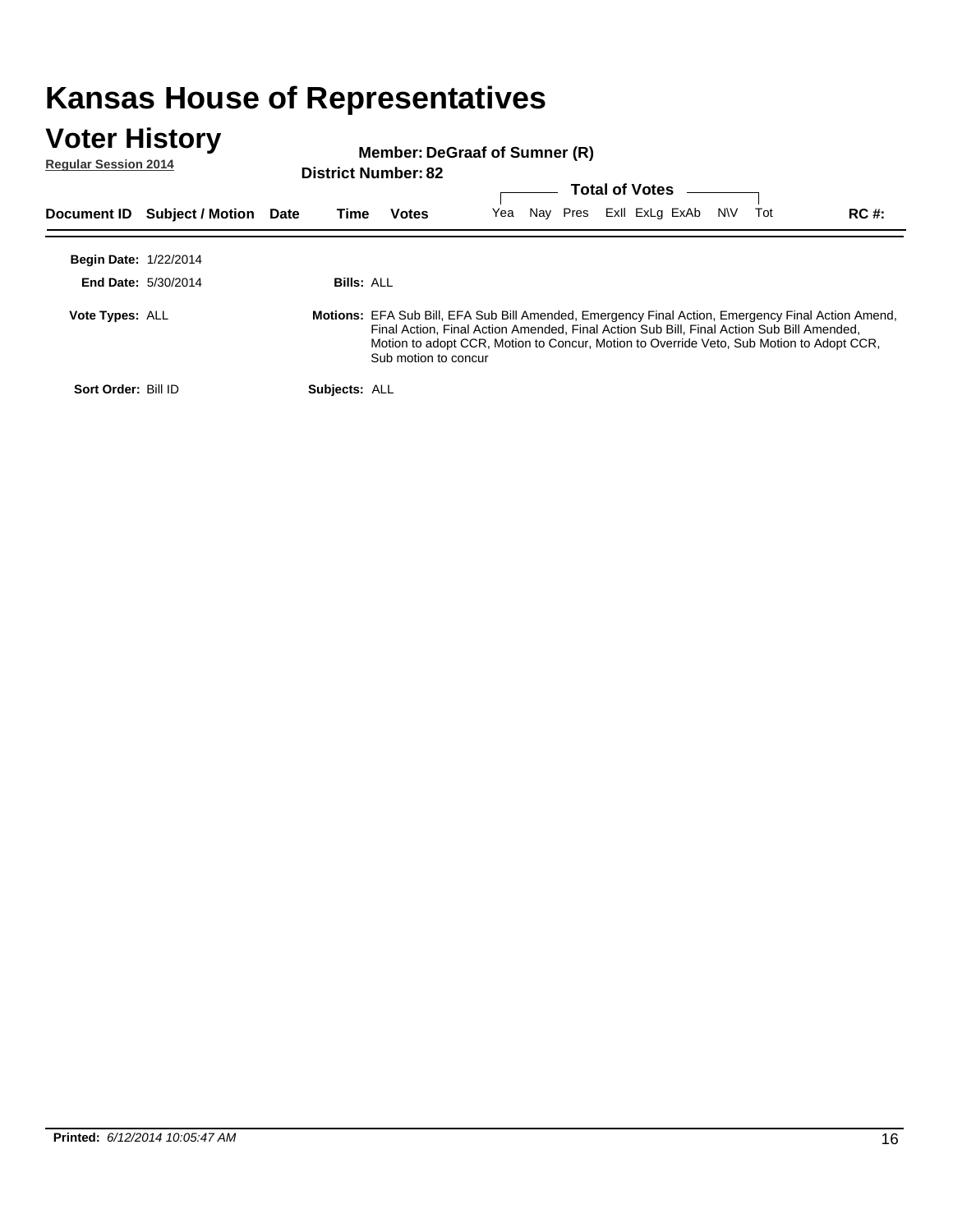# Kansas House of Representatives

## Voter History

**Regular Session 2014**

**Member: DeGraaf of Sumner (R)**

**District Number: 82**

| Document ID | Subject / Motion | Date | Time | Votes | Yea | Nay | Pres | ExIl | ExLg | ExAb | N\V | Tot | RC #: |
|---|---|---|---|---|---|---|---|---|---|---|---|---|---|

**Begin Date:** 1/22/2014

**End Date:** 5/30/2014

**Bills:** ALL

**Vote Types:** ALL

**Motions:** EFA Sub Bill, EFA Sub Bill Amended, Emergency Final Action, Emergency Final Action Amend, Final Action, Final Action Amended, Final Action Sub Bill, Final Action Sub Bill Amended, Motion to adopt CCR, Motion to Concur, Motion to Override Veto, Sub Motion to Adopt CCR, Sub motion to concur

**Sort Order:** Bill ID

**Subjects:** ALL

**Printed:** *6/12/2014 10:05:47 AM*